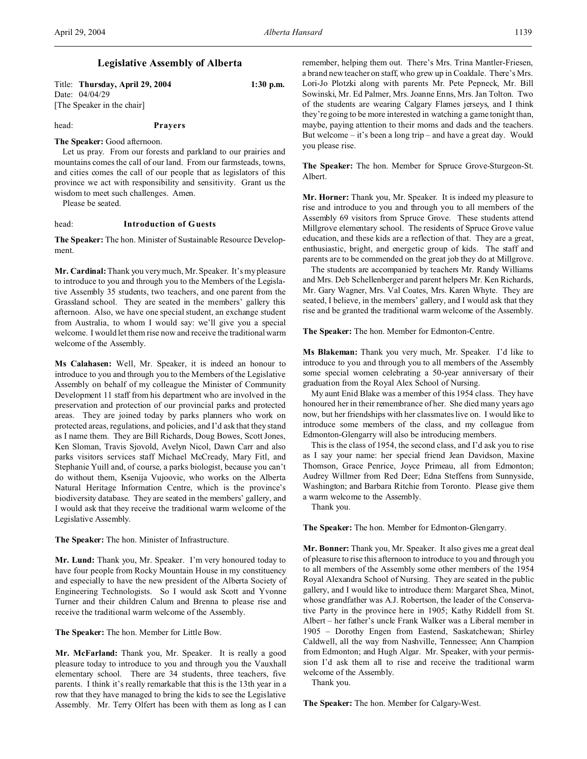## Legislative Assembly of Alberta

Title: **Thursday, April 29, 2004** 1:30 p.m.
Date: 04/04/29
[The Speaker in the chair]

head: **Prayers**

**The Speaker:** Good afternoon.

Let us pray. From our forests and parkland to our prairies and mountains comes the call of our land. From our farmsteads, towns, and cities comes the call of our people that as legislators of this province we act with responsibility and sensitivity. Grant us the wisdom to meet such challenges. Amen.

Please be seated.

head: **Introduction of Guests**

**The Speaker:** The hon. Minister of Sustainable Resource Development.

**Mr. Cardinal:** Thank you very much, Mr. Speaker. It's my pleasure to introduce to you and through you to the Members of the Legislative Assembly 35 students, two teachers, and one parent from the Grassland school. They are seated in the members' gallery this afternoon. Also, we have one special student, an exchange student from Australia, to whom I would say: we'll give you a special welcome. I would let them rise now and receive the traditional warm welcome of the Assembly.

**Ms Calahasen:** Well, Mr. Speaker, it is indeed an honour to introduce to you and through you to the Members of the Legislative Assembly on behalf of my colleague the Minister of Community Development 11 staff from his department who are involved in the preservation and protection of our provincial parks and protected areas. They are joined today by parks planners who work on protected areas, regulations, and policies, and I'd ask that they stand as I name them. They are Bill Richards, Doug Bowes, Scott Jones, Ken Sloman, Travis Sjovold, Avelyn Nicol, Dawn Carr and also parks visitors services staff Michael McCready, Mary Fitl, and Stephanie Yuill and, of course, a parks biologist, because you can't do without them, Ksenija Vujoovic, who works on the Alberta Natural Heritage Information Centre, which is the province's biodiversity database. They are seated in the members' gallery, and I would ask that they receive the traditional warm welcome of the Legislative Assembly.

**The Speaker:** The hon. Minister of Infrastructure.

**Mr. Lund:** Thank you, Mr. Speaker. I'm very honoured today to have four people from Rocky Mountain House in my constituency and especially to have the new president of the Alberta Society of Engineering Technologists. So I would ask Scott and Yvonne Turner and their children Calum and Brenna to please rise and receive the traditional warm welcome of the Assembly.

**The Speaker:** The hon. Member for Little Bow.

**Mr. McFarland:** Thank you, Mr. Speaker. It is really a good pleasure today to introduce to you and through you the Vauxhall elementary school. There are 34 students, three teachers, five parents. I think it's really remarkable that this is the 13th year in a row that they have managed to bring the kids to see the Legislative Assembly. Mr. Terry Olfert has been with them as long as I can remember, helping them out. There's Mrs. Trina Mantler-Friesen, a brand new teacher on staff, who grew up in Coaldale. There's Mrs. Lori-Jo Plotzki along with parents Mr. Pete Pepneck, Mr. Bill Sowinski, Mr. Ed Palmer, Mrs. Joanne Enns, Mrs. Jan Tolton. Two of the students are wearing Calgary Flames jerseys, and I think they're going to be more interested in watching a game tonight than, maybe, paying attention to their moms and dads and the teachers. But welcome – it's been a long trip – and have a great day. Would you please rise.

**The Speaker:** The hon. Member for Spruce Grove-Sturgeon-St. Albert.

**Mr. Horner:** Thank you, Mr. Speaker. It is indeed my pleasure to rise and introduce to you and through you to all members of the Assembly 69 visitors from Spruce Grove. These students attend Millgrove elementary school. The residents of Spruce Grove value education, and these kids are a reflection of that. They are a great, enthusiastic, bright, and energetic group of kids. The staff and parents are to be commended on the great job they do at Millgrove.

The students are accompanied by teachers Mr. Randy Williams and Mrs. Deb Schellenberger and parent helpers Mr. Ken Richards, Mr. Gary Wagner, Mrs. Val Coates, Mrs. Karen Whyte. They are seated, I believe, in the members' gallery, and I would ask that they rise and be granted the traditional warm welcome of the Assembly.

**The Speaker:** The hon. Member for Edmonton-Centre.

**Ms Blakeman:** Thank you very much, Mr. Speaker. I'd like to introduce to you and through you to all members of the Assembly some special women celebrating a 50-year anniversary of their graduation from the Royal Alex School of Nursing.

My aunt Enid Blake was a member of this 1954 class. They have honoured her in their remembrance of her. She died many years ago now, but her friendships with her classmates live on. I would like to introduce some members of the class, and my colleague from Edmonton-Glengarry will also be introducing members.

This is the class of 1954, the second class, and I'd ask you to rise as I say your name: her special friend Jean Davidson, Maxine Thomson, Grace Penrice, Joyce Primeau, all from Edmonton; Audrey Willmer from Red Deer; Edna Steffens from Sunnyside, Washington; and Barbara Ritchie from Toronto. Please give them a warm welcome to the Assembly.

Thank you.

**The Speaker:** The hon. Member for Edmonton-Glengarry.

**Mr. Bonner:** Thank you, Mr. Speaker. It also gives me a great deal of pleasure to rise this afternoon to introduce to you and through you to all members of the Assembly some other members of the 1954 Royal Alexandra School of Nursing. They are seated in the public gallery, and I would like to introduce them: Margaret Shea, Minot, whose grandfather was A.J. Robertson, the leader of the Conservative Party in the province here in 1905; Kathy Riddell from St. Albert – her father's uncle Frank Walker was a Liberal member in 1905 – Dorothy Engen from Eastend, Saskatchewan; Shirley Caldwell, all the way from Nashville, Tennessee; Ann Champion from Edmonton; and Hugh Algar. Mr. Speaker, with your permission I'd ask them all to rise and receive the traditional warm welcome of the Assembly.

Thank you.

**The Speaker:** The hon. Member for Calgary-West.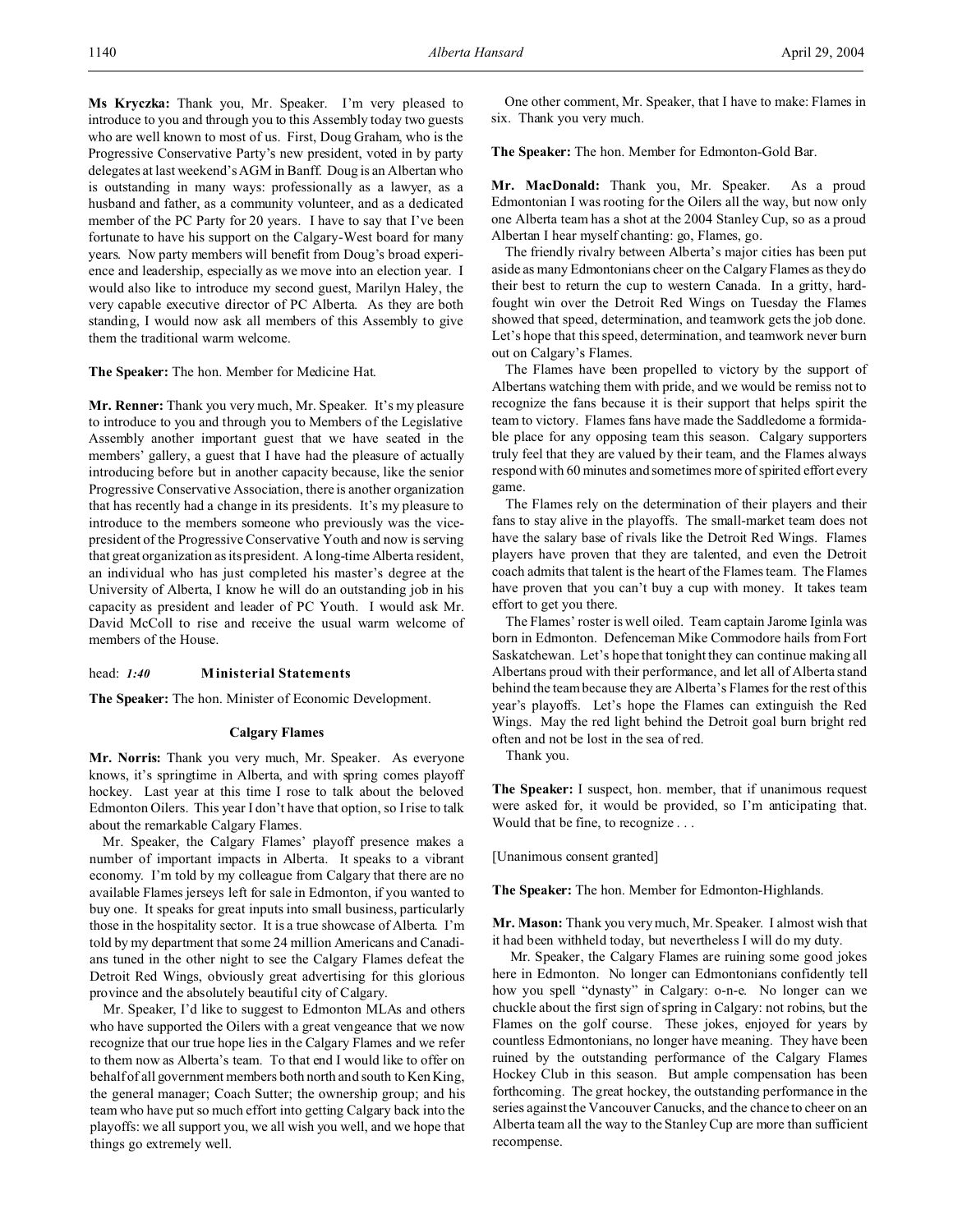**Ms Kryczka:** Thank you, Mr. Speaker. I'm very pleased to introduce to you and through you to this Assembly today two guests who are well known to most of us. First, Doug Graham, who is the Progressive Conservative Party's new president, voted in by party delegates at last weekend's AGM in Banff. Doug is an Albertan who is outstanding in many ways: professionally as a lawyer, as a husband and father, as a community volunteer, and as a dedicated member of the PC Party for 20 years. I have to say that I've been fortunate to have his support on the Calgary-West board for many years. Now party members will benefit from Doug's broad experience and leadership, especially as we move into an election year. I would also like to introduce my second guest, Marilyn Haley, the very capable executive director of PC Alberta. As they are both standing, I would now ask all members of this Assembly to give them the traditional warm welcome.

**The Speaker:** The hon. Member for Medicine Hat.

**Mr. Renner:** Thank you very much, Mr. Speaker. It's my pleasure to introduce to you and through you to Members of the Legislative Assembly another important guest that we have seated in the members' gallery, a guest that I have had the pleasure of actually introducing before but in another capacity because, like the senior Progressive Conservative Association, there is another organization that has recently had a change in its presidents. It's my pleasure to introduce to the members someone who previously was the vice-president of the Progressive Conservative Youth and now is serving that great organization as its president. A long-time Alberta resident, an individual who has just completed his master's degree at the University of Alberta, I know he will do an outstanding job in his capacity as president and leader of PC Youth. I would ask Mr. David McColl to rise and receive the usual warm welcome of members of the House.

head: *1:40* **Ministerial Statements**

**The Speaker:** The hon. Minister of Economic Development.

## Calgary Flames

**Mr. Norris:** Thank you very much, Mr. Speaker. As everyone knows, it's springtime in Alberta, and with spring comes playoff hockey. Last year at this time I rose to talk about the beloved Edmonton Oilers. This year I don't have that option, so I rise to talk about the remarkable Calgary Flames.

Mr. Speaker, the Calgary Flames' playoff presence makes a number of important impacts in Alberta. It speaks to a vibrant economy. I'm told by my colleague from Calgary that there are no available Flames jerseys left for sale in Edmonton, if you wanted to buy one. It speaks for great inputs into small business, particularly those in the hospitality sector. It is a true showcase of Alberta. I'm told by my department that some 24 million Americans and Canadians tuned in the other night to see the Calgary Flames defeat the Detroit Red Wings, obviously great advertising for this glorious province and the absolutely beautiful city of Calgary.

Mr. Speaker, I'd like to suggest to Edmonton MLAs and others who have supported the Oilers with a great vengeance that we now recognize that our true hope lies in the Calgary Flames and we refer to them now as Alberta's team. To that end I would like to offer on behalf of all government members both north and south to Ken King, the general manager; Coach Sutter; the ownership group; and his team who have put so much effort into getting Calgary back into the playoffs: we all support you, we all wish you well, and we hope that things go extremely well.

One other comment, Mr. Speaker, that I have to make: Flames in six. Thank you very much.

**The Speaker:** The hon. Member for Edmonton-Gold Bar.

**Mr. MacDonald:** Thank you, Mr. Speaker. As a proud Edmontonian I was rooting for the Oilers all the way, but now only one Alberta team has a shot at the 2004 Stanley Cup, so as a proud Albertan I hear myself chanting: go, Flames, go.

The friendly rivalry between Alberta's major cities has been put aside as many Edmontonians cheer on the Calgary Flames as they do their best to return the cup to western Canada. In a gritty, hard-fought win over the Detroit Red Wings on Tuesday the Flames showed that speed, determination, and teamwork gets the job done. Let's hope that this speed, determination, and teamwork never burn out on Calgary's Flames.

The Flames have been propelled to victory by the support of Albertans watching them with pride, and we would be remiss not to recognize the fans because it is their support that helps spirit the team to victory. Flames fans have made the Saddledome a formidable place for any opposing team this season. Calgary supporters truly feel that they are valued by their team, and the Flames always respond with 60 minutes and sometimes more of spirited effort every game.

The Flames rely on the determination of their players and their fans to stay alive in the playoffs. The small-market team does not have the salary base of rivals like the Detroit Red Wings. Flames players have proven that they are talented, and even the Detroit coach admits that talent is the heart of the Flames team. The Flames have proven that you can't buy a cup with money. It takes team effort to get you there.

The Flames' roster is well oiled. Team captain Jarome Iginla was born in Edmonton. Defenceman Mike Commodore hails from Fort Saskatchewan. Let's hope that tonight they can continue making all Albertans proud with their performance, and let all of Alberta stand behind the team because they are Alberta's Flames for the rest of this year's playoffs. Let's hope the Flames can extinguish the Red Wings. May the red light behind the Detroit goal burn bright red often and not be lost in the sea of red.

Thank you.

**The Speaker:** I suspect, hon. member, that if unanimous request were asked for, it would be provided, so I'm anticipating that. Would that be fine, to recognize . . .

[Unanimous consent granted]

**The Speaker:** The hon. Member for Edmonton-Highlands.

**Mr. Mason:** Thank you very much, Mr. Speaker. I almost wish that it had been withheld today, but nevertheless I will do my duty.

Mr. Speaker, the Calgary Flames are ruining some good jokes here in Edmonton. No longer can Edmontonians confidently tell how you spell "dynasty" in Calgary: o-n-e. No longer can we chuckle about the first sign of spring in Calgary: not robins, but the Flames on the golf course. These jokes, enjoyed for years by countless Edmontonians, no longer have meaning. They have been ruined by the outstanding performance of the Calgary Flames Hockey Club in this season. But ample compensation has been forthcoming. The great hockey, the outstanding performance in the series against the Vancouver Canucks, and the chance to cheer on an Alberta team all the way to the Stanley Cup are more than sufficient recompense.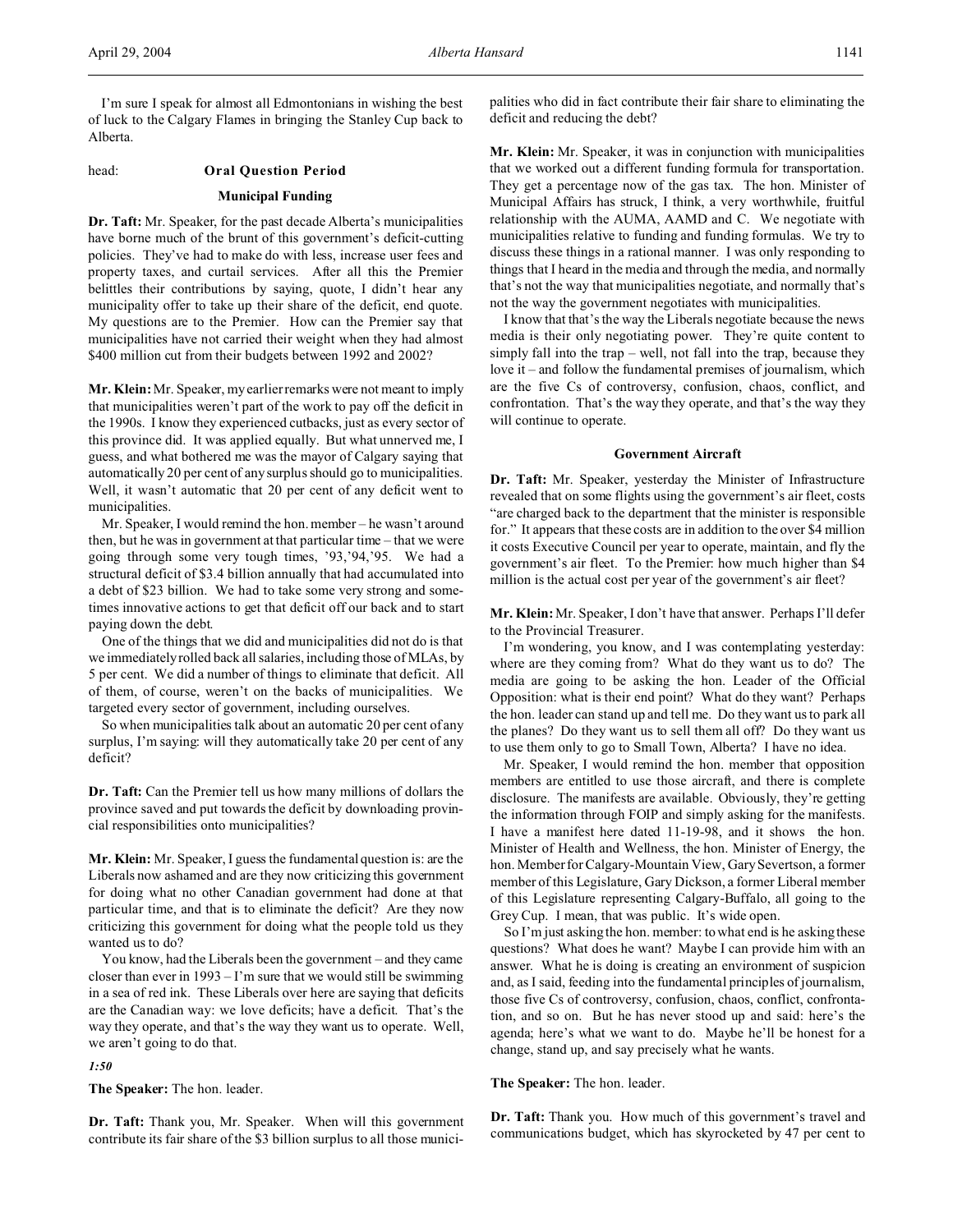I'm sure I speak for almost all Edmontonians in wishing the best of luck to the Calgary Flames in bringing the Stanley Cup back to Alberta.

head: **Oral Question Period**

## Municipal Funding

**Dr. Taft:** Mr. Speaker, for the past decade Alberta's municipalities have borne much of the brunt of this government's deficit-cutting policies. They've had to make do with less, increase user fees and property taxes, and curtail services. After all this the Premier belittles their contributions by saying, quote, I didn't hear any municipality offer to take up their share of the deficit, end quote. My questions are to the Premier. How can the Premier say that municipalities have not carried their weight when they had almost $400 million cut from their budgets between 1992 and 2002?

**Mr. Klein:** Mr. Speaker, my earlier remarks were not meant to imply that municipalities weren't part of the work to pay off the deficit in the 1990s. I know they experienced cutbacks, just as every sector of this province did. It was applied equally. But what unnerved me, I guess, and what bothered me was the mayor of Calgary saying that automatically 20 per cent of any surplus should go to municipalities. Well, it wasn't automatic that 20 per cent of any deficit went to municipalities.

Mr. Speaker, I would remind the hon. member – he wasn't around then, but he was in government at that particular time – that we were going through some very tough times, '93,'94,'95. We had a structural deficit of $3.4 billion annually that had accumulated into a debt of $23 billion. We had to take some very strong and sometimes innovative actions to get that deficit off our back and to start paying down the debt.

One of the things that we did and municipalities did not do is that we immediately rolled back all salaries, including those of MLAs, by 5 per cent. We did a number of things to eliminate that deficit. All of them, of course, weren't on the backs of municipalities. We targeted every sector of government, including ourselves.

So when municipalities talk about an automatic 20 per cent of any surplus, I'm saying: will they automatically take 20 per cent of any deficit?

**Dr. Taft:** Can the Premier tell us how many millions of dollars the province saved and put towards the deficit by downloading provincial responsibilities onto municipalities?

**Mr. Klein:** Mr. Speaker, I guess the fundamental question is: are the Liberals now ashamed and are they now criticizing this government for doing what no other Canadian government had done at that particular time, and that is to eliminate the deficit? Are they now criticizing this government for doing what the people told us they wanted us to do?

You know, had the Liberals been the government – and they came closer than ever in 1993 – I'm sure that we would still be swimming in a sea of red ink. These Liberals over here are saying that deficits are the Canadian way: we love deficits; have a deficit. That's the way they operate, and that's the way they want us to operate. Well, we aren't going to do that.

*1:50*

**The Speaker:** The hon. leader.

**Dr. Taft:** Thank you, Mr. Speaker. When will this government contribute its fair share of the $3 billion surplus to all those municipalities who did in fact contribute their fair share to eliminating the deficit and reducing the debt?

**Mr. Klein:** Mr. Speaker, it was in conjunction with municipalities that we worked out a different funding formula for transportation. They get a percentage now of the gas tax. The hon. Minister of Municipal Affairs has struck, I think, a very worthwhile, fruitful relationship with the AUMA, AAMD and C. We negotiate with municipalities relative to funding and funding formulas. We try to discuss these things in a rational manner. I was only responding to things that I heard in the media and through the media, and normally that's not the way that municipalities negotiate, and normally that's not the way the government negotiates with municipalities.

I know that that's the way the Liberals negotiate because the news media is their only negotiating power. They're quite content to simply fall into the trap – well, not fall into the trap, because they love it – and follow the fundamental premises of journalism, which are the five Cs of controversy, confusion, chaos, conflict, and confrontation. That's the way they operate, and that's the way they will continue to operate.

## Government Aircraft

**Dr. Taft:** Mr. Speaker, yesterday the Minister of Infrastructure revealed that on some flights using the government's air fleet, costs "are charged back to the department that the minister is responsible for." It appears that these costs are in addition to the over $4 million it costs Executive Council per year to operate, maintain, and fly the government's air fleet. To the Premier: how much higher than $4 million is the actual cost per year of the government's air fleet?

**Mr. Klein:** Mr. Speaker, I don't have that answer. Perhaps I'll defer to the Provincial Treasurer.

I'm wondering, you know, and I was contemplating yesterday: where are they coming from? What do they want us to do? The media are going to be asking the hon. Leader of the Official Opposition: what is their end point? What do they want? Perhaps the hon. leader can stand up and tell me. Do they want us to park all the planes? Do they want us to sell them all off? Do they want us to use them only to go to Small Town, Alberta? I have no idea.

Mr. Speaker, I would remind the hon. member that opposition members are entitled to use those aircraft, and there is complete disclosure. The manifests are available. Obviously, they're getting the information through FOIP and simply asking for the manifests. I have a manifest here dated 11-19-98, and it shows the hon. Minister of Health and Wellness, the hon. Minister of Energy, the hon. Member for Calgary-Mountain View, Gary Severtson, a former member of this Legislature, Gary Dickson, a former Liberal member of this Legislature representing Calgary-Buffalo, all going to the Grey Cup. I mean, that was public. It's wide open.

So I'm just asking the hon. member: to what end is he asking these questions? What does he want? Maybe I can provide him with an answer. What he is doing is creating an environment of suspicion and, as I said, feeding into the fundamental principles of journalism, those five Cs of controversy, confusion, chaos, conflict, confrontation, and so on. But he has never stood up and said: here's the agenda; here's what we want to do. Maybe he'll be honest for a change, stand up, and say precisely what he wants.

**The Speaker:** The hon. leader.

**Dr. Taft:** Thank you. How much of this government's travel and communications budget, which has skyrocketed by 47 per cent to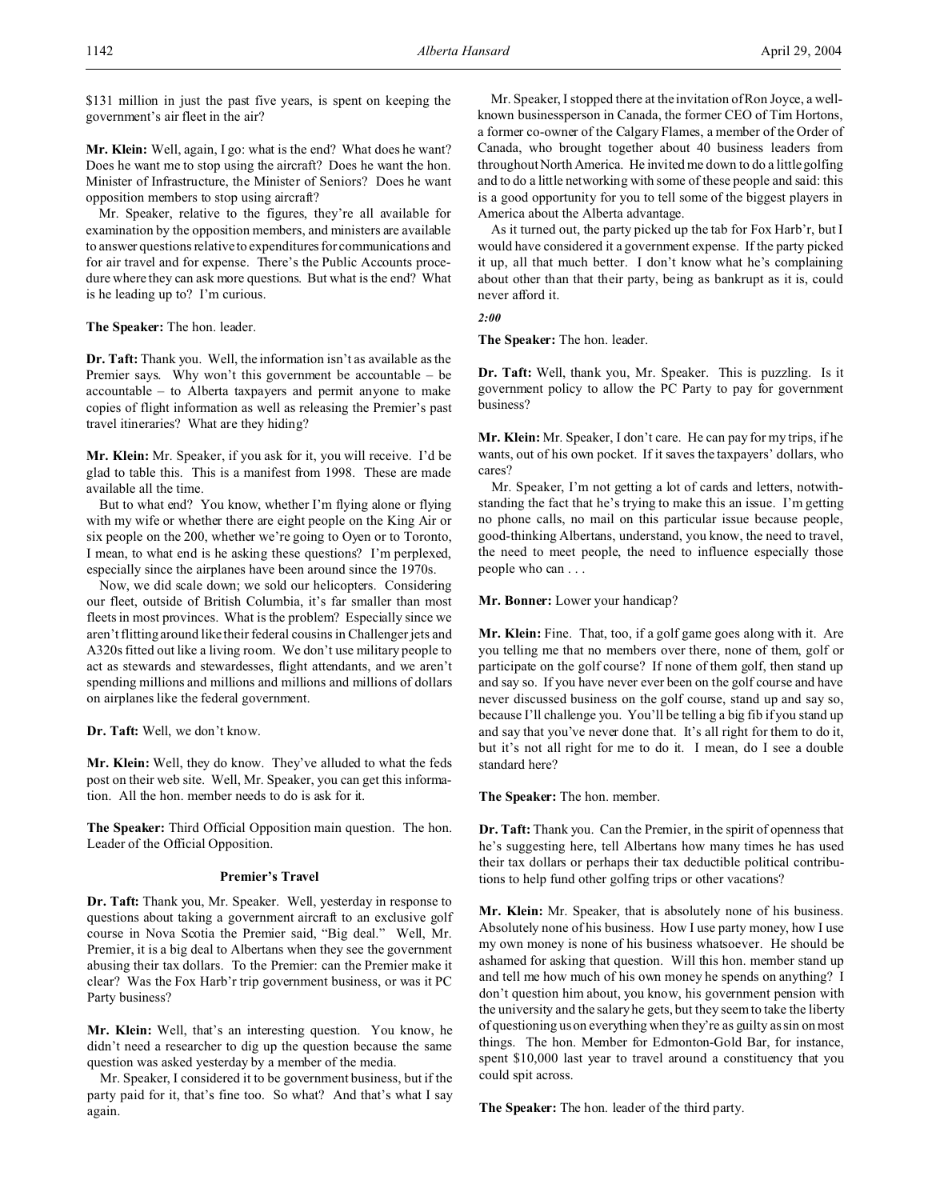$131 million in just the past five years, is spent on keeping the government's air fleet in the air?

**Mr. Klein:** Well, again, I go: what is the end? What does he want? Does he want me to stop using the aircraft? Does he want the hon. Minister of Infrastructure, the Minister of Seniors? Does he want opposition members to stop using aircraft?

Mr. Speaker, relative to the figures, they're all available for examination by the opposition members, and ministers are available to answer questions relative to expenditures for communications and for air travel and for expense. There's the Public Accounts procedure where they can ask more questions. But what is the end? What is he leading up to? I'm curious.

**The Speaker:** The hon. leader.

**Dr. Taft:** Thank you. Well, the information isn't as available as the Premier says. Why won't this government be accountable – be accountable – to Alberta taxpayers and permit anyone to make copies of flight information as well as releasing the Premier's past travel itineraries? What are they hiding?

**Mr. Klein:** Mr. Speaker, if you ask for it, you will receive. I'd be glad to table this. This is a manifest from 1998. These are made available all the time.

But to what end? You know, whether I'm flying alone or flying with my wife or whether there are eight people on the King Air or six people on the 200, whether we're going to Oyen or to Toronto, I mean, to what end is he asking these questions? I'm perplexed, especially since the airplanes have been around since the 1970s.

Now, we did scale down; we sold our helicopters. Considering our fleet, outside of British Columbia, it's far smaller than most fleets in most provinces. What is the problem? Especially since we aren't flitting around like their federal cousins in Challenger jets and A320s fitted out like a living room. We don't use military people to act as stewards and stewardesses, flight attendants, and we aren't spending millions and millions and millions and millions of dollars on airplanes like the federal government.

**Dr. Taft:** Well, we don't know.

**Mr. Klein:** Well, they do know. They've alluded to what the feds post on their web site. Well, Mr. Speaker, you can get this information. All the hon. member needs to do is ask for it.

**The Speaker:** Third Official Opposition main question. The hon. Leader of the Official Opposition.

## Premier's Travel

**Dr. Taft:** Thank you, Mr. Speaker. Well, yesterday in response to questions about taking a government aircraft to an exclusive golf course in Nova Scotia the Premier said, "Big deal." Well, Mr. Premier, it is a big deal to Albertans when they see the government abusing their tax dollars. To the Premier: can the Premier make it clear? Was the Fox Harb'r trip government business, or was it PC Party business?

**Mr. Klein:** Well, that's an interesting question. You know, he didn't need a researcher to dig up the question because the same question was asked yesterday by a member of the media.

Mr. Speaker, I considered it to be government business, but if the party paid for it, that's fine too. So what? And that's what I say again.

Mr. Speaker, I stopped there at the invitation of Ron Joyce, a well-known businessperson in Canada, the former CEO of Tim Hortons, a former co-owner of the Calgary Flames, a member of the Order of Canada, who brought together about 40 business leaders from throughout North America. He invited me down to do a little golfing and to do a little networking with some of these people and said: this is a good opportunity for you to tell some of the biggest players in America about the Alberta advantage.

As it turned out, the party picked up the tab for Fox Harb'r, but I would have considered it a government expense. If the party picked it up, all that much better. I don't know what he's complaining about other than that their party, being as bankrupt as it is, could never afford it.

*2:00*

**The Speaker:** The hon. leader.

**Dr. Taft:** Well, thank you, Mr. Speaker. This is puzzling. Is it government policy to allow the PC Party to pay for government business?

**Mr. Klein:** Mr. Speaker, I don't care. He can pay for my trips, if he wants, out of his own pocket. If it saves the taxpayers' dollars, who cares?

Mr. Speaker, I'm not getting a lot of cards and letters, notwithstanding the fact that he's trying to make this an issue. I'm getting no phone calls, no mail on this particular issue because people, good-thinking Albertans, understand, you know, the need to travel, the need to meet people, the need to influence especially those people who can . . .

**Mr. Bonner:** Lower your handicap?

**Mr. Klein:** Fine. That, too, if a golf game goes along with it. Are you telling me that no members over there, none of them, golf or participate on the golf course? If none of them golf, then stand up and say so. If you have never ever been on the golf course and have never discussed business on the golf course, stand up and say so, because I'll challenge you. You'll be telling a big fib if you stand up and say that you've never done that. It's all right for them to do it, but it's not all right for me to do it. I mean, do I see a double standard here?

**The Speaker:** The hon. member.

**Dr. Taft:** Thank you. Can the Premier, in the spirit of openness that he's suggesting here, tell Albertans how many times he has used their tax dollars or perhaps their tax deductible political contributions to help fund other golfing trips or other vacations?

**Mr. Klein:** Mr. Speaker, that is absolutely none of his business. Absolutely none of his business. How I use party money, how I use my own money is none of his business whatsoever. He should be ashamed for asking that question. Will this hon. member stand up and tell me how much of his own money he spends on anything? I don't question him about, you know, his government pension with the university and the salary he gets, but they seem to take the liberty of questioning us on everything when they're as guilty as sin on most things. The hon. Member for Edmonton-Gold Bar, for instance, spent $10,000 last year to travel around a constituency that you could spit across.

**The Speaker:** The hon. leader of the third party.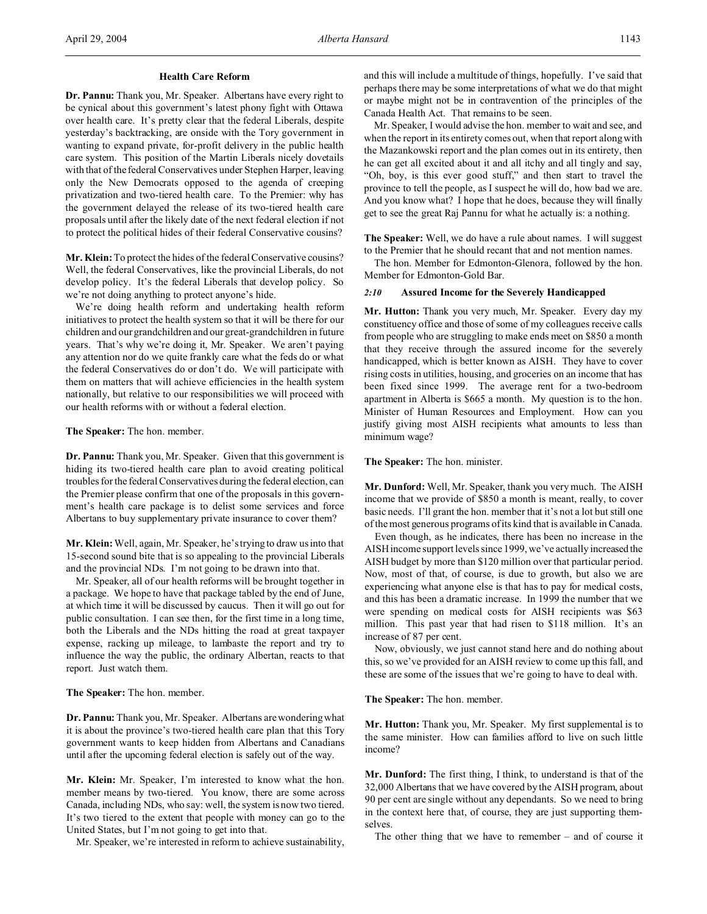### Health Care Reform

**Dr. Pannu:** Thank you, Mr. Speaker. Albertans have every right to be cynical about this government's latest phony fight with Ottawa over health care. It's pretty clear that the federal Liberals, despite yesterday's backtracking, are onside with the Tory government in wanting to expand private, for-profit delivery in the public health care system. This position of the Martin Liberals nicely dovetails with that of the federal Conservatives under Stephen Harper, leaving only the New Democrats opposed to the agenda of creeping privatization and two-tiered health care. To the Premier: why has the government delayed the release of its two-tiered health care proposals until after the likely date of the next federal election if not to protect the political hides of their federal Conservative cousins?

**Mr. Klein:** To protect the hides of the federal Conservative cousins? Well, the federal Conservatives, like the provincial Liberals, do not develop policy. It's the federal Liberals that develop policy. So we're not doing anything to protect anyone's hide.

We're doing health reform and undertaking health reform initiatives to protect the health system so that it will be there for our children and our grandchildren and our great-grandchildren in future years. That's why we're doing it, Mr. Speaker. We aren't paying any attention nor do we quite frankly care what the feds do or what the federal Conservatives do or don't do. We will participate with them on matters that will achieve efficiencies in the health system nationally, but relative to our responsibilities we will proceed with our health reforms with or without a federal election.

**The Speaker:** The hon. member.

**Dr. Pannu:** Thank you, Mr. Speaker. Given that this government is hiding its two-tiered health care plan to avoid creating political troubles for the federal Conservatives during the federal election, can the Premier please confirm that one of the proposals in this government's health care package is to delist some services and force Albertans to buy supplementary private insurance to cover them?

**Mr. Klein:** Well, again, Mr. Speaker, he's trying to draw us into that 15-second sound bite that is so appealing to the provincial Liberals and the provincial NDs. I'm not going to be drawn into that.

Mr. Speaker, all of our health reforms will be brought together in a package. We hope to have that package tabled by the end of June, at which time it will be discussed by caucus. Then it will go out for public consultation. I can see then, for the first time in a long time, both the Liberals and the NDs hitting the road at great taxpayer expense, racking up mileage, to lambaste the report and try to influence the way the public, the ordinary Albertan, reacts to that report. Just watch them.

**The Speaker:** The hon. member.

**Dr. Pannu:** Thank you, Mr. Speaker. Albertans are wondering what it is about the province's two-tiered health care plan that this Tory government wants to keep hidden from Albertans and Canadians until after the upcoming federal election is safely out of the way.

**Mr. Klein:** Mr. Speaker, I'm interested to know what the hon. member means by two-tiered. You know, there are some across Canada, including NDs, who say: well, the system is now two tiered. It's two tiered to the extent that people with money can go to the United States, but I'm not going to get into that.

Mr. Speaker, we're interested in reform to achieve sustainability, and this will include a multitude of things, hopefully. I've said that perhaps there may be some interpretations of what we do that might or maybe might not be in contravention of the principles of the Canada Health Act. That remains to be seen.

Mr. Speaker, I would advise the hon. member to wait and see, and when the report in its entirety comes out, when that report along with the Mazankowski report and the plan comes out in its entirety, then he can get all excited about it and all itchy and all tingly and say, "Oh, boy, is this ever good stuff," and then start to travel the province to tell the people, as I suspect he will do, how bad we are. And you know what? I hope that he does, because they will finally get to see the great Raj Pannu for what he actually is: a nothing.

**The Speaker:** Well, we do have a rule about names. I will suggest to the Premier that he should recant that and not mention names.

The hon. Member for Edmonton-Glenora, followed by the hon. Member for Edmonton-Gold Bar.

### *2:10* Assured Income for the Severely Handicapped

**Mr. Hutton:** Thank you very much, Mr. Speaker. Every day my constituency office and those of some of my colleagues receive calls from people who are struggling to make ends meet on $850 a month that they receive through the assured income for the severely handicapped, which is better known as AISH. They have to cover rising costs in utilities, housing, and groceries on an income that has been fixed since 1999. The average rent for a two-bedroom apartment in Alberta is $665 a month. My question is to the hon. Minister of Human Resources and Employment. How can you justify giving most AISH recipients what amounts to less than minimum wage?

**The Speaker:** The hon. minister.

**Mr. Dunford:** Well, Mr. Speaker, thank you very much. The AISH income that we provide of $850 a month is meant, really, to cover basic needs. I'll grant the hon. member that it's not a lot but still one of the most generous programs of its kind that is available in Canada.

Even though, as he indicates, there has been no increase in the AISH income support levels since 1999, we've actually increased the AISH budget by more than $120 million over that particular period. Now, most of that, of course, is due to growth, but also we are experiencing what anyone else is that has to pay for medical costs, and this has been a dramatic increase. In 1999 the number that we were spending on medical costs for AISH recipients was $63 million. This past year that had risen to $118 million. It's an increase of 87 per cent.

Now, obviously, we just cannot stand here and do nothing about this, so we've provided for an AISH review to come up this fall, and these are some of the issues that we're going to have to deal with.

**The Speaker:** The hon. member.

**Mr. Hutton:** Thank you, Mr. Speaker. My first supplemental is to the same minister. How can families afford to live on such little income?

**Mr. Dunford:** The first thing, I think, to understand is that of the 32,000 Albertans that we have covered by the AISH program, about 90 per cent are single without any dependants. So we need to bring in the context here that, of course, they are just supporting themselves.

The other thing that we have to remember – and of course it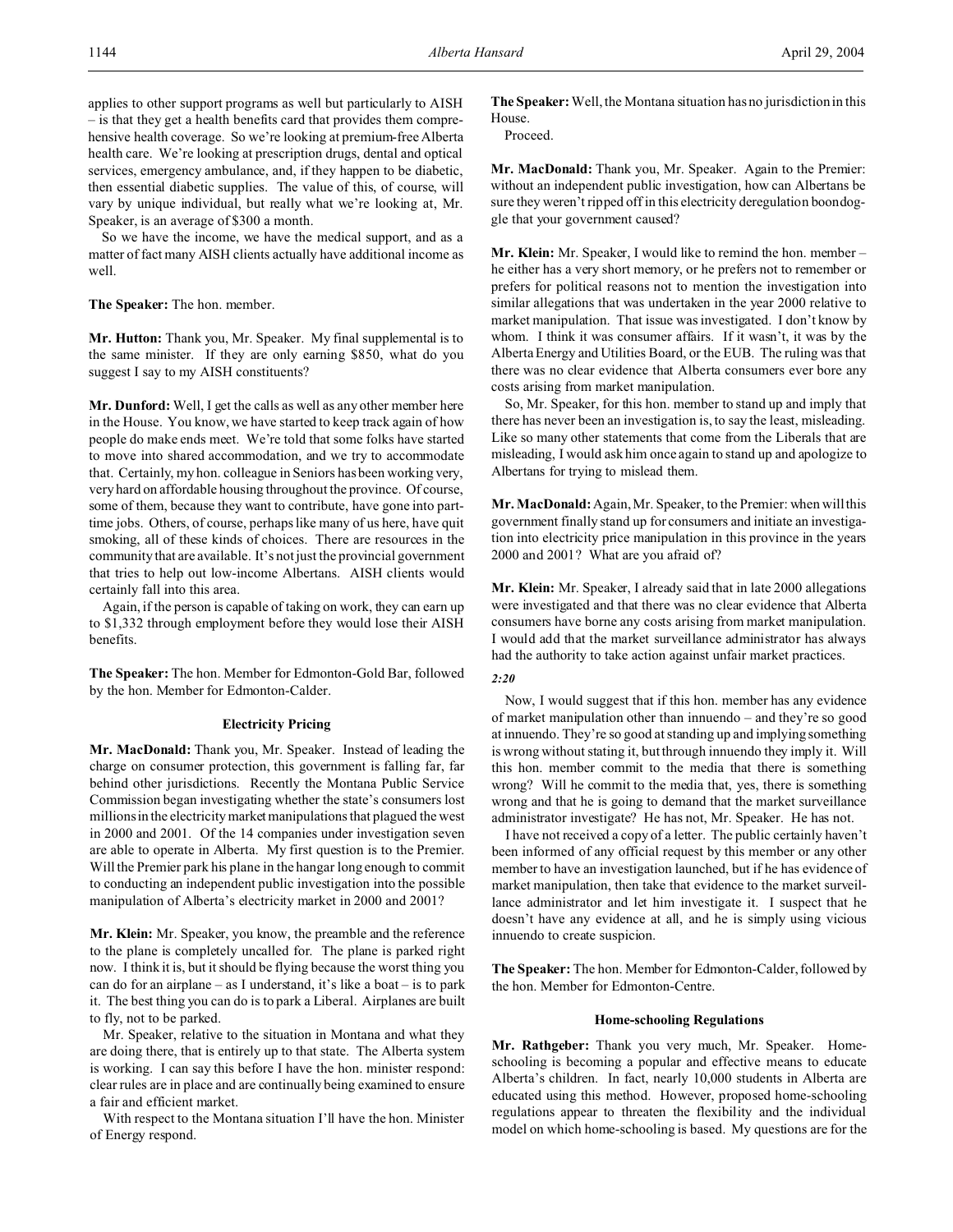applies to other support programs as well but particularly to AISH – is that they get a health benefits card that provides them comprehensive health coverage. So we're looking at premium-free Alberta health care. We're looking at prescription drugs, dental and optical services, emergency ambulance, and, if they happen to be diabetic, then essential diabetic supplies. The value of this, of course, will vary by unique individual, but really what we're looking at, Mr. Speaker, is an average of $300 a month.

So we have the income, we have the medical support, and as a matter of fact many AISH clients actually have additional income as well.

**The Speaker:** The hon. member.

**Mr. Hutton:** Thank you, Mr. Speaker. My final supplemental is to the same minister. If they are only earning $850, what do you suggest I say to my AISH constituents?

**Mr. Dunford:** Well, I get the calls as well as any other member here in the House. You know, we have started to keep track again of how people do make ends meet. We're told that some folks have started to move into shared accommodation, and we try to accommodate that. Certainly, my hon. colleague in Seniors has been working very, very hard on affordable housing throughout the province. Of course, some of them, because they want to contribute, have gone into part-time jobs. Others, of course, perhaps like many of us here, have quit smoking, all of these kinds of choices. There are resources in the community that are available. It's not just the provincial government that tries to help out low-income Albertans. AISH clients would certainly fall into this area.

Again, if the person is capable of taking on work, they can earn up to $1,332 through employment before they would lose their AISH benefits.

**The Speaker:** The hon. Member for Edmonton-Gold Bar, followed by the hon. Member for Edmonton-Calder.

### Electricity Pricing

**Mr. MacDonald:** Thank you, Mr. Speaker. Instead of leading the charge on consumer protection, this government is falling far, far behind other jurisdictions. Recently the Montana Public Service Commission began investigating whether the state's consumers lost millions in the electricity market manipulations that plagued the west in 2000 and 2001. Of the 14 companies under investigation seven are able to operate in Alberta. My first question is to the Premier. Will the Premier park his plane in the hangar long enough to commit to conducting an independent public investigation into the possible manipulation of Alberta's electricity market in 2000 and 2001?

**Mr. Klein:** Mr. Speaker, you know, the preamble and the reference to the plane is completely uncalled for. The plane is parked right now. I think it is, but it should be flying because the worst thing you can do for an airplane – as I understand, it's like a boat – is to park it. The best thing you can do is to park a Liberal. Airplanes are built to fly, not to be parked.

Mr. Speaker, relative to the situation in Montana and what they are doing there, that is entirely up to that state. The Alberta system is working. I can say this before I have the hon. minister respond: clear rules are in place and are continually being examined to ensure a fair and efficient market.

With respect to the Montana situation I'll have the hon. Minister of Energy respond.

**The Speaker:** Well, the Montana situation has no jurisdiction in this House.

Proceed.

**Mr. MacDonald:** Thank you, Mr. Speaker. Again to the Premier: without an independent public investigation, how can Albertans be sure they weren't ripped off in this electricity deregulation boondoggle that your government caused?

**Mr. Klein:** Mr. Speaker, I would like to remind the hon. member – he either has a very short memory, or he prefers not to remember or prefers for political reasons not to mention the investigation into similar allegations that was undertaken in the year 2000 relative to market manipulation. That issue was investigated. I don't know by whom. I think it was consumer affairs. If it wasn't, it was by the Alberta Energy and Utilities Board, or the EUB. The ruling was that there was no clear evidence that Alberta consumers ever bore any costs arising from market manipulation.

So, Mr. Speaker, for this hon. member to stand up and imply that there has never been an investigation is, to say the least, misleading. Like so many other statements that come from the Liberals that are misleading, I would ask him once again to stand up and apologize to Albertans for trying to mislead them.

**Mr. MacDonald:** Again, Mr. Speaker, to the Premier: when will this government finally stand up for consumers and initiate an investigation into electricity price manipulation in this province in the years 2000 and 2001? What are you afraid of?

**Mr. Klein:** Mr. Speaker, I already said that in late 2000 allegations were investigated and that there was no clear evidence that Alberta consumers have borne any costs arising from market manipulation. I would add that the market surveillance administrator has always had the authority to take action against unfair market practices.

*2:20*

Now, I would suggest that if this hon. member has any evidence of market manipulation other than innuendo – and they're so good at innuendo. They're so good at standing up and implying something is wrong without stating it, but through innuendo they imply it. Will this hon. member commit to the media that there is something wrong? Will he commit to the media that, yes, there is something wrong and that he is going to demand that the market surveillance administrator investigate? He has not, Mr. Speaker. He has not.

I have not received a copy of a letter. The public certainly haven't been informed of any official request by this member or any other member to have an investigation launched, but if he has evidence of market manipulation, then take that evidence to the market surveillance administrator and let him investigate it. I suspect that he doesn't have any evidence at all, and he is simply using vicious innuendo to create suspicion.

**The Speaker:** The hon. Member for Edmonton-Calder, followed by the hon. Member for Edmonton-Centre.

### Home-schooling Regulations

**Mr. Rathgeber:** Thank you very much, Mr. Speaker. Home-schooling is becoming a popular and effective means to educate Alberta's children. In fact, nearly 10,000 students in Alberta are educated using this method. However, proposed home-schooling regulations appear to threaten the flexibility and the individual model on which home-schooling is based. My questions are for the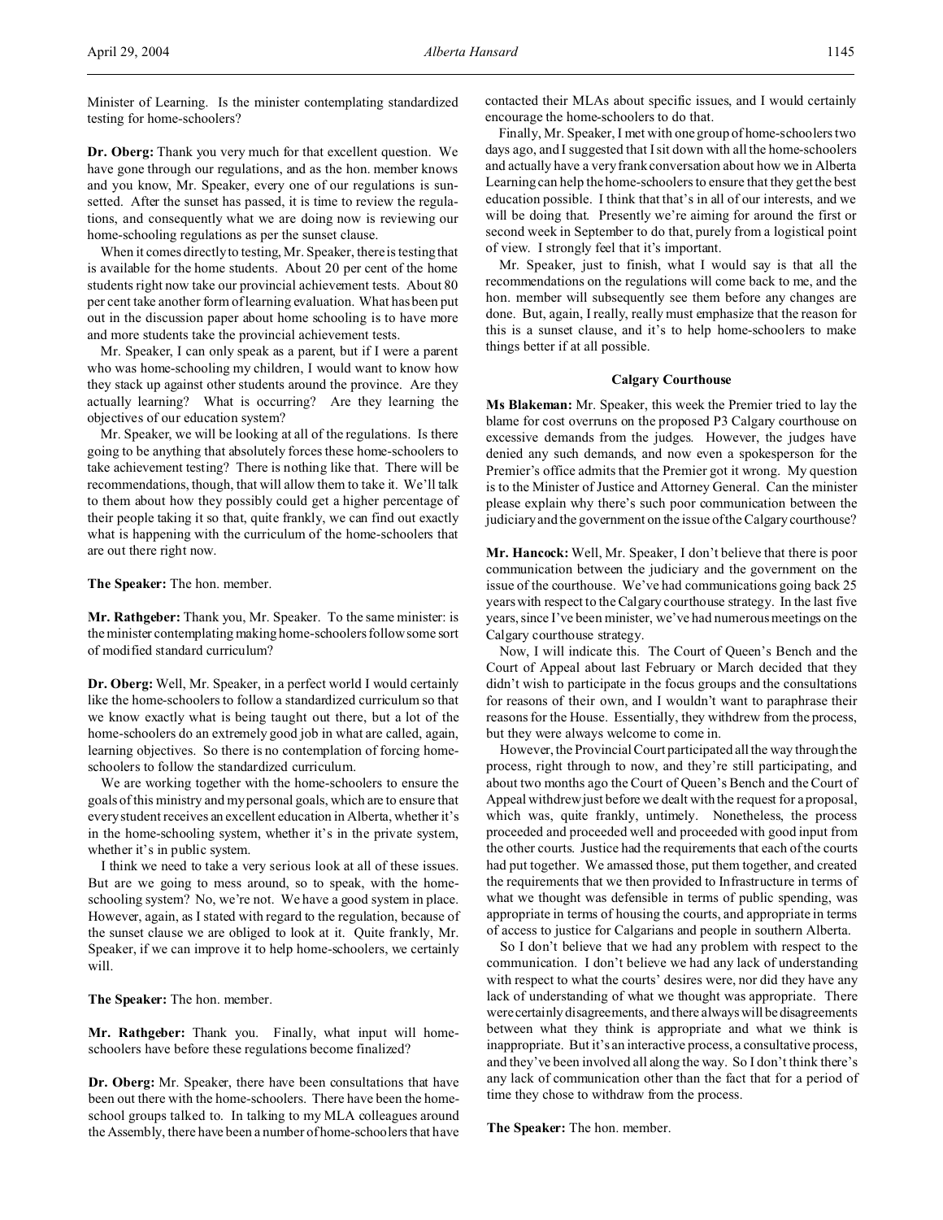Minister of Learning. Is the minister contemplating standardized testing for home-schoolers?

**Dr. Oberg:** Thank you very much for that excellent question. We have gone through our regulations, and as the hon. member knows and you know, Mr. Speaker, every one of our regulations is sunsetted. After the sunset has passed, it is time to review the regulations, and consequently what we are doing now is reviewing our home-schooling regulations as per the sunset clause.

When it comes directly to testing, Mr. Speaker, there is testing that is available for the home students. About 20 per cent of the home students right now take our provincial achievement tests. About 80 per cent take another form of learning evaluation. What has been put out in the discussion paper about home schooling is to have more and more students take the provincial achievement tests.

Mr. Speaker, I can only speak as a parent, but if I were a parent who was home-schooling my children, I would want to know how they stack up against other students around the province. Are they actually learning? What is occurring? Are they learning the objectives of our education system?

Mr. Speaker, we will be looking at all of the regulations. Is there going to be anything that absolutely forces these home-schoolers to take achievement testing? There is nothing like that. There will be recommendations, though, that will allow them to take it. We'll talk to them about how they possibly could get a higher percentage of their people taking it so that, quite frankly, we can find out exactly what is happening with the curriculum of the home-schoolers that are out there right now.

**The Speaker:** The hon. member.

**Mr. Rathgeber:** Thank you, Mr. Speaker. To the same minister: is the minister contemplating making home-schoolers follow some sort of modified standard curriculum?

**Dr. Oberg:** Well, Mr. Speaker, in a perfect world I would certainly like the home-schoolers to follow a standardized curriculum so that we know exactly what is being taught out there, but a lot of the home-schoolers do an extremely good job in what are called, again, learning objectives. So there is no contemplation of forcing home-schoolers to follow the standardized curriculum.

We are working together with the home-schoolers to ensure the goals of this ministry and my personal goals, which are to ensure that every student receives an excellent education in Alberta, whether it's in the home-schooling system, whether it's in the private system, whether it's in public system.

I think we need to take a very serious look at all of these issues. But are we going to mess around, so to speak, with the home-schooling system? No, we're not. We have a good system in place. However, again, as I stated with regard to the regulation, because of the sunset clause we are obliged to look at it. Quite frankly, Mr. Speaker, if we can improve it to help home-schoolers, we certainly will.

**The Speaker:** The hon. member.

**Mr. Rathgeber:** Thank you. Finally, what input will home-schoolers have before these regulations become finalized?

**Dr. Oberg:** Mr. Speaker, there have been consultations that have been out there with the home-schoolers. There have been the home-school groups talked to. In talking to my MLA colleagues around the Assembly, there have been a number of home-schoolers that have contacted their MLAs about specific issues, and I would certainly encourage the home-schoolers to do that.

Finally, Mr. Speaker, I met with one group of home-schoolers two days ago, and I suggested that I sit down with all the home-schoolers and actually have a very frank conversation about how we in Alberta Learning can help the home-schoolers to ensure that they get the best education possible. I think that that's in all of our interests, and we will be doing that. Presently we're aiming for around the first or second week in September to do that, purely from a logistical point of view. I strongly feel that it's important.

Mr. Speaker, just to finish, what I would say is that all the recommendations on the regulations will come back to me, and the hon. member will subsequently see them before any changes are done. But, again, I really, really must emphasize that the reason for this is a sunset clause, and it's to help home-schoolers to make things better if at all possible.

### Calgary Courthouse

**Ms Blakeman:** Mr. Speaker, this week the Premier tried to lay the blame for cost overruns on the proposed P3 Calgary courthouse on excessive demands from the judges. However, the judges have denied any such demands, and now even a spokesperson for the Premier's office admits that the Premier got it wrong. My question is to the Minister of Justice and Attorney General. Can the minister please explain why there's such poor communication between the judiciary and the government on the issue of the Calgary courthouse?

**Mr. Hancock:** Well, Mr. Speaker, I don't believe that there is poor communication between the judiciary and the government on the issue of the courthouse. We've had communications going back 25 years with respect to the Calgary courthouse strategy. In the last five years, since I've been minister, we've had numerous meetings on the Calgary courthouse strategy.

Now, I will indicate this. The Court of Queen's Bench and the Court of Appeal about last February or March decided that they didn't wish to participate in the focus groups and the consultations for reasons of their own, and I wouldn't want to paraphrase their reasons for the House. Essentially, they withdrew from the process, but they were always welcome to come in.

However, the Provincial Court participated all the way through the process, right through to now, and they're still participating, and about two months ago the Court of Queen's Bench and the Court of Appeal withdrew just before we dealt with the request for a proposal, which was, quite frankly, untimely. Nonetheless, the process proceeded and proceeded well and proceeded with good input from the other courts. Justice had the requirements that each of the courts had put together. We amassed those, put them together, and created the requirements that we then provided to Infrastructure in terms of what we thought was defensible in terms of public spending, was appropriate in terms of housing the courts, and appropriate in terms of access to justice for Calgarians and people in southern Alberta.

So I don't believe that we had any problem with respect to the communication. I don't believe we had any lack of understanding with respect to what the courts' desires were, nor did they have any lack of understanding of what we thought was appropriate. There were certainly disagreements, and there always will be disagreements between what they think is appropriate and what we think is inappropriate. But it's an interactive process, a consultative process, and they've been involved all along the way. So I don't think there's any lack of communication other than the fact that for a period of time they chose to withdraw from the process.

**The Speaker:** The hon. member.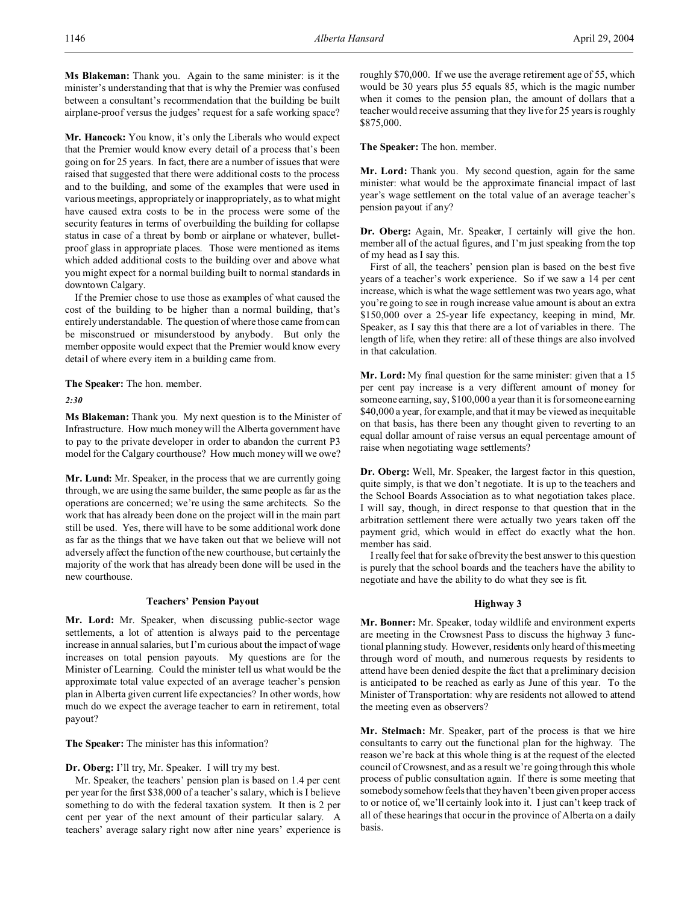**Ms Blakeman:** Thank you. Again to the same minister: is it the minister's understanding that that is why the Premier was confused between a consultant's recommendation that the building be built airplane-proof versus the judges' request for a safe working space?

**Mr. Hancock:** You know, it's only the Liberals who would expect that the Premier would know every detail of a process that's been going on for 25 years. In fact, there are a number of issues that were raised that suggested that there were additional costs to the process and to the building, and some of the examples that were used in various meetings, appropriately or inappropriately, as to what might have caused extra costs to be in the process were some of the security features in terms of overbuilding the building for collapse status in case of a threat by bomb or airplane or whatever, bullet-proof glass in appropriate places. Those were mentioned as items which added additional costs to the building over and above what you might expect for a normal building built to normal standards in downtown Calgary.

If the Premier chose to use those as examples of what caused the cost of the building to be higher than a normal building, that's entirely understandable. The question of where those came from can be misconstrued or misunderstood by anybody. But only the member opposite would expect that the Premier would know every detail of where every item in a building came from.

**The Speaker:** The hon. member.

*2:30*

**Ms Blakeman:** Thank you. My next question is to the Minister of Infrastructure. How much money will the Alberta government have to pay to the private developer in order to abandon the current P3 model for the Calgary courthouse? How much money will we owe?

**Mr. Lund:** Mr. Speaker, in the process that we are currently going through, we are using the same builder, the same people as far as the operations are concerned; we're using the same architects. So the work that has already been done on the project will in the main part still be used. Yes, there will have to be some additional work done as far as the things that we have taken out that we believe will not adversely affect the function of the new courthouse, but certainly the majority of the work that has already been done will be used in the new courthouse.

### Teachers' Pension Payout

**Mr. Lord:** Mr. Speaker, when discussing public-sector wage settlements, a lot of attention is always paid to the percentage increase in annual salaries, but I'm curious about the impact of wage increases on total pension payouts. My questions are for the Minister of Learning. Could the minister tell us what would be the approximate total value expected of an average teacher's pension plan in Alberta given current life expectancies? In other words, how much do we expect the average teacher to earn in retirement, total payout?

**The Speaker:** The minister has this information?

**Dr. Oberg:** I'll try, Mr. Speaker. I will try my best.

Mr. Speaker, the teachers' pension plan is based on 1.4 per cent per year for the first $38,000 of a teacher's salary, which is I believe something to do with the federal taxation system. It then is 2 per cent per year of the next amount of their particular salary. A teachers' average salary right now after nine years' experience is roughly $70,000. If we use the average retirement age of 55, which would be 30 years plus 55 equals 85, which is the magic number when it comes to the pension plan, the amount of dollars that a teacher would receive assuming that they live for 25 years is roughly $875,000.

**The Speaker:** The hon. member.

**Mr. Lord:** Thank you. My second question, again for the same minister: what would be the approximate financial impact of last year's wage settlement on the total value of an average teacher's pension payout if any?

**Dr. Oberg:** Again, Mr. Speaker, I certainly will give the hon. member all of the actual figures, and I'm just speaking from the top of my head as I say this.

First of all, the teachers' pension plan is based on the best five years of a teacher's work experience. So if we saw a 14 per cent increase, which is what the wage settlement was two years ago, what you're going to see in rough increase value amount is about an extra $150,000 over a 25-year life expectancy, keeping in mind, Mr. Speaker, as I say this that there are a lot of variables in there. The length of life, when they retire: all of these things are also involved in that calculation.

**Mr. Lord:** My final question for the same minister: given that a 15 per cent pay increase is a very different amount of money for someone earning, say, $100,000 a year than it is for someone earning $40,000 a year, for example, and that it may be viewed as inequitable on that basis, has there been any thought given to reverting to an equal dollar amount of raise versus an equal percentage amount of raise when negotiating wage settlements?

**Dr. Oberg:** Well, Mr. Speaker, the largest factor in this question, quite simply, is that we don't negotiate. It is up to the teachers and the School Boards Association as to what negotiation takes place. I will say, though, in direct response to that question that in the arbitration settlement there were actually two years taken off the payment grid, which would in effect do exactly what the hon. member has said.

I really feel that for sake of brevity the best answer to this question is purely that the school boards and the teachers have the ability to negotiate and have the ability to do what they see is fit.

### Highway 3

**Mr. Bonner:** Mr. Speaker, today wildlife and environment experts are meeting in the Crowsnest Pass to discuss the highway 3 functional planning study. However, residents only heard of this meeting through word of mouth, and numerous requests by residents to attend have been denied despite the fact that a preliminary decision is anticipated to be reached as early as June of this year. To the Minister of Transportation: why are residents not allowed to attend the meeting even as observers?

**Mr. Stelmach:** Mr. Speaker, part of the process is that we hire consultants to carry out the functional plan for the highway. The reason we're back at this whole thing is at the request of the elected council of Crowsnest, and as a result we're going through this whole process of public consultation again. If there is some meeting that somebody somehow feels that they haven't been given proper access to or notice of, we'll certainly look into it. I just can't keep track of all of these hearings that occur in the province of Alberta on a daily basis.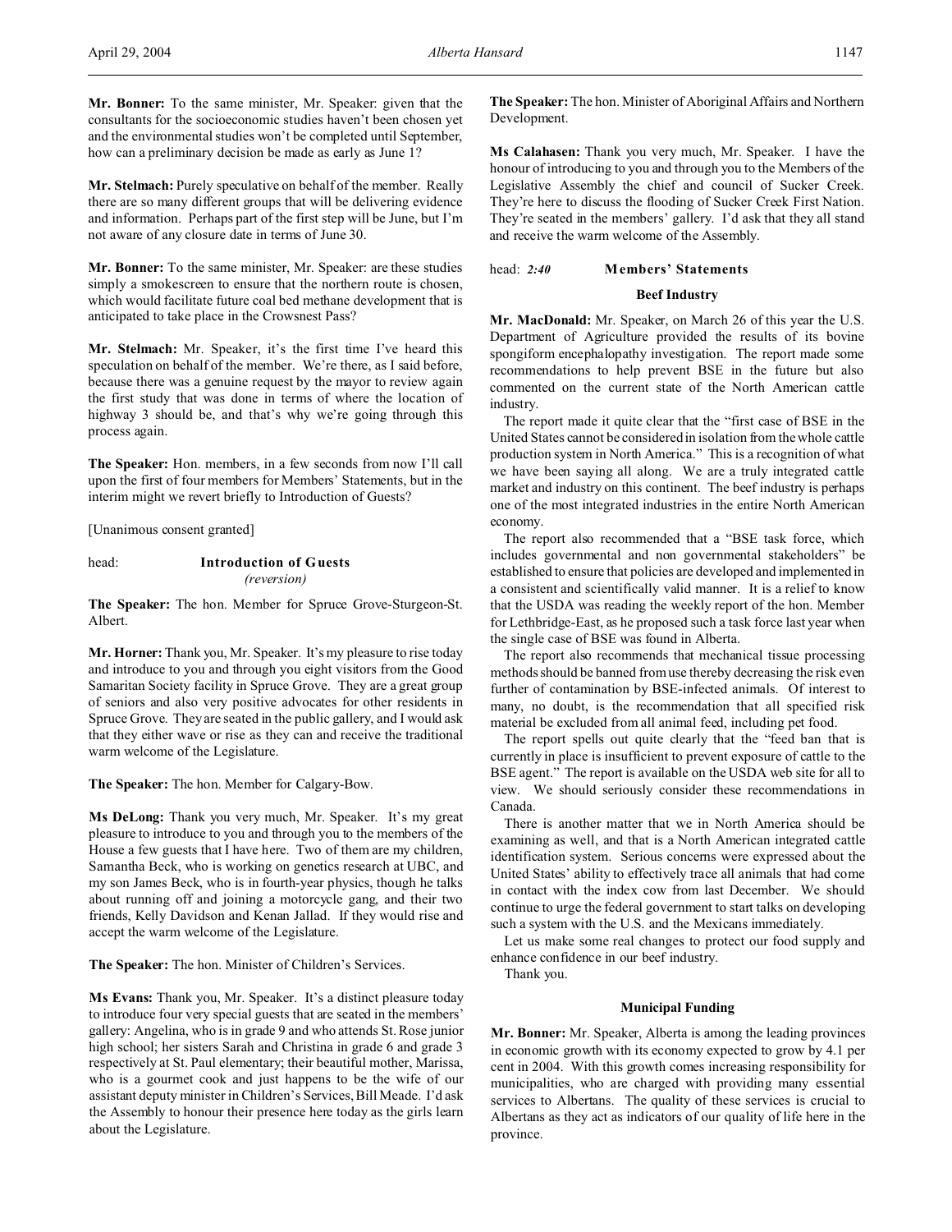**Mr. Bonner:** To the same minister, Mr. Speaker: given that the consultants for the socioeconomic studies haven't been chosen yet and the environmental studies won't be completed until September, how can a preliminary decision be made as early as June 1?

**Mr. Stelmach:** Purely speculative on behalf of the member. Really there are so many different groups that will be delivering evidence and information. Perhaps part of the first step will be June, but I'm not aware of any closure date in terms of June 30.

**Mr. Bonner:** To the same minister, Mr. Speaker: are these studies simply a smokescreen to ensure that the northern route is chosen, which would facilitate future coal bed methane development that is anticipated to take place in the Crowsnest Pass?

**Mr. Stelmach:** Mr. Speaker, it's the first time I've heard this speculation on behalf of the member. We're there, as I said before, because there was a genuine request by the mayor to review again the first study that was done in terms of where the location of highway 3 should be, and that's why we're going through this process again.

**The Speaker:** Hon. members, in a few seconds from now I'll call upon the first of four members for Members' Statements, but in the interim might we revert briefly to Introduction of Guests?

[Unanimous consent granted]

head: **Introduction of Guests**
*(reversion)*

**The Speaker:** The hon. Member for Spruce Grove-Sturgeon-St. Albert.

**Mr. Horner:** Thank you, Mr. Speaker. It's my pleasure to rise today and introduce to you and through you eight visitors from the Good Samaritan Society facility in Spruce Grove. They are a great group of seniors and also very positive advocates for other residents in Spruce Grove. They are seated in the public gallery, and I would ask that they either wave or rise as they can and receive the traditional warm welcome of the Legislature.

**The Speaker:** The hon. Member for Calgary-Bow.

**Ms DeLong:** Thank you very much, Mr. Speaker. It's my great pleasure to introduce to you and through you to the members of the House a few guests that I have here. Two of them are my children, Samantha Beck, who is working on genetics research at UBC, and my son James Beck, who is in fourth-year physics, though he talks about running off and joining a motorcycle gang, and their two friends, Kelly Davidson and Kenan Jallad. If they would rise and accept the warm welcome of the Legislature.

**The Speaker:** The hon. Minister of Children's Services.

**Ms Evans:** Thank you, Mr. Speaker. It's a distinct pleasure today to introduce four very special guests that are seated in the members' gallery: Angelina, who is in grade 9 and who attends St. Rose junior high school; her sisters Sarah and Christina in grade 6 and grade 3 respectively at St. Paul elementary; their beautiful mother, Marissa, who is a gourmet cook and just happens to be the wife of our assistant deputy minister in Children's Services, Bill Meade. I'd ask the Assembly to honour their presence here today as the girls learn about the Legislature.

**The Speaker:** The hon. Minister of Aboriginal Affairs and Northern Development.

**Ms Calahasen:** Thank you very much, Mr. Speaker. I have the honour of introducing to you and through you to the Members of the Legislative Assembly the chief and council of Sucker Creek. They're here to discuss the flooding of Sucker Creek First Nation. They're seated in the members' gallery. I'd ask that they all stand and receive the warm welcome of the Assembly.

head: *2:40* **Members' Statements**

### Beef Industry

**Mr. MacDonald:** Mr. Speaker, on March 26 of this year the U.S. Department of Agriculture provided the results of its bovine spongiform encephalopathy investigation. The report made some recommendations to help prevent BSE in the future but also commented on the current state of the North American cattle industry.

The report made it quite clear that the "first case of BSE in the United States cannot be considered in isolation from the whole cattle production system in North America." This is a recognition of what we have been saying all along. We are a truly integrated cattle market and industry on this continent. The beef industry is perhaps one of the most integrated industries in the entire North American economy.

The report also recommended that a "BSE task force, which includes governmental and non governmental stakeholders" be established to ensure that policies are developed and implemented in a consistent and scientifically valid manner. It is a relief to know that the USDA was reading the weekly report of the hon. Member for Lethbridge-East, as he proposed such a task force last year when the single case of BSE was found in Alberta.

The report also recommends that mechanical tissue processing methods should be banned from use thereby decreasing the risk even further of contamination by BSE-infected animals. Of interest to many, no doubt, is the recommendation that all specified risk material be excluded from all animal feed, including pet food.

The report spells out quite clearly that the "feed ban that is currently in place is insufficient to prevent exposure of cattle to the BSE agent." The report is available on the USDA web site for all to view. We should seriously consider these recommendations in Canada.

There is another matter that we in North America should be examining as well, and that is a North American integrated cattle identification system. Serious concerns were expressed about the United States' ability to effectively trace all animals that had come in contact with the index cow from last December. We should continue to urge the federal government to start talks on developing such a system with the U.S. and the Mexicans immediately.

Let us make some real changes to protect our food supply and enhance confidence in our beef industry.

Thank you.

### Municipal Funding

**Mr. Bonner:** Mr. Speaker, Alberta is among the leading provinces in economic growth with its economy expected to grow by 4.1 per cent in 2004. With this growth comes increasing responsibility for municipalities, who are charged with providing many essential services to Albertans. The quality of these services is crucial to Albertans as they act as indicators of our quality of life here in the province.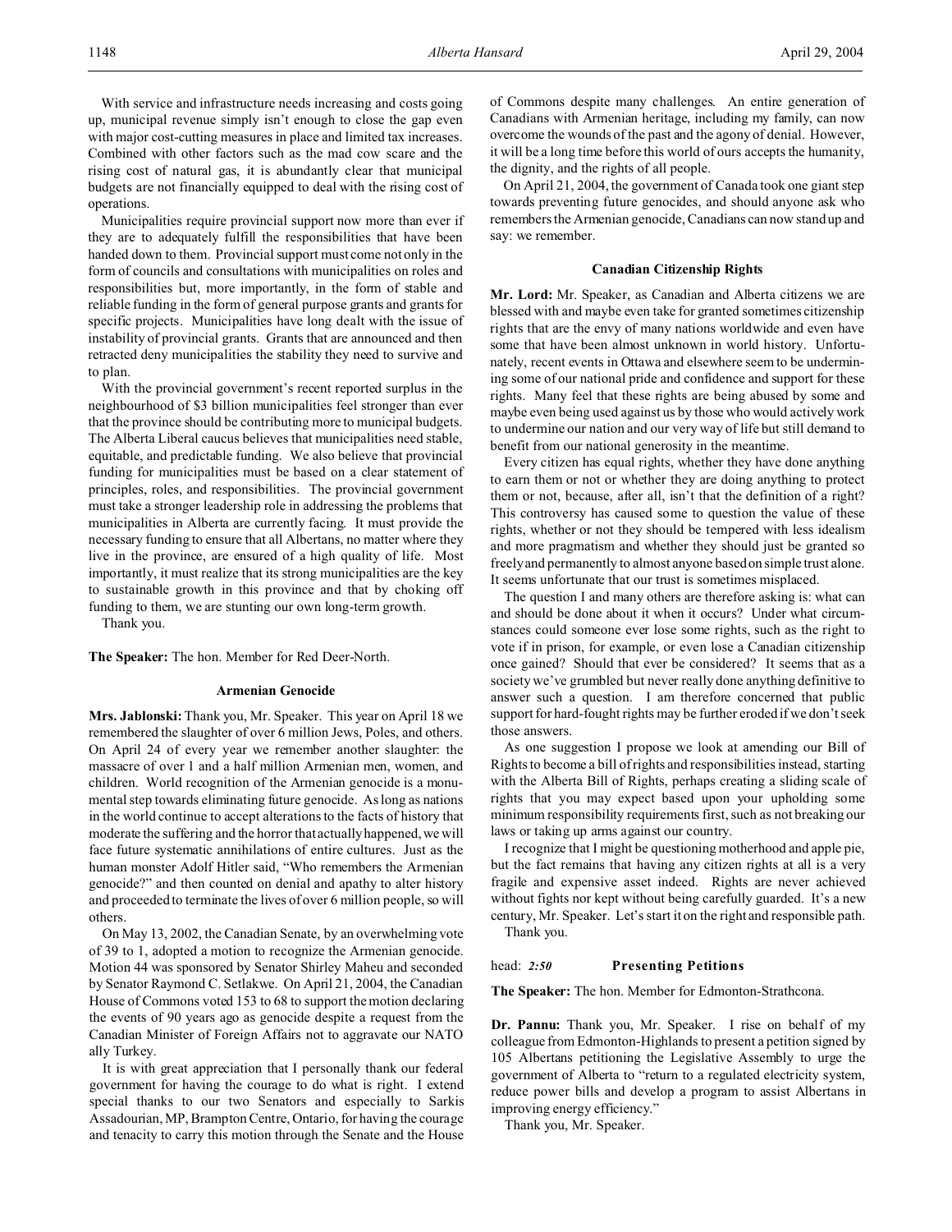With service and infrastructure needs increasing and costs going up, municipal revenue simply isn't enough to close the gap even with major cost-cutting measures in place and limited tax increases. Combined with other factors such as the mad cow scare and the rising cost of natural gas, it is abundantly clear that municipal budgets are not financially equipped to deal with the rising cost of operations.

Municipalities require provincial support now more than ever if they are to adequately fulfill the responsibilities that have been handed down to them. Provincial support must come not only in the form of councils and consultations with municipalities on roles and responsibilities but, more importantly, in the form of stable and reliable funding in the form of general purpose grants and grants for specific projects. Municipalities have long dealt with the issue of instability of provincial grants. Grants that are announced and then retracted deny municipalities the stability they need to survive and to plan.

With the provincial government's recent reported surplus in the neighbourhood of $3 billion municipalities feel stronger than ever that the province should be contributing more to municipal budgets. The Alberta Liberal caucus believes that municipalities need stable, equitable, and predictable funding. We also believe that provincial funding for municipalities must be based on a clear statement of principles, roles, and responsibilities. The provincial government must take a stronger leadership role in addressing the problems that municipalities in Alberta are currently facing. It must provide the necessary funding to ensure that all Albertans, no matter where they live in the province, are ensured of a high quality of life. Most importantly, it must realize that its strong municipalities are the key to sustainable growth in this province and that by choking off funding to them, we are stunting our own long-term growth.

Thank you.

**The Speaker:** The hon. Member for Red Deer-North.

### Armenian Genocide

**Mrs. Jablonski:** Thank you, Mr. Speaker. This year on April 18 we remembered the slaughter of over 6 million Jews, Poles, and others. On April 24 of every year we remember another slaughter: the massacre of over 1 and a half million Armenian men, women, and children. World recognition of the Armenian genocide is a monumental step towards eliminating future genocide. As long as nations in the world continue to accept alterations to the facts of history that moderate the suffering and the horror that actually happened, we will face future systematic annihilations of entire cultures. Just as the human monster Adolf Hitler said, "Who remembers the Armenian genocide?" and then counted on denial and apathy to alter history and proceeded to terminate the lives of over 6 million people, so will others.

On May 13, 2002, the Canadian Senate, by an overwhelming vote of 39 to 1, adopted a motion to recognize the Armenian genocide. Motion 44 was sponsored by Senator Shirley Maheu and seconded by Senator Raymond C. Setlakwe. On April 21, 2004, the Canadian House of Commons voted 153 to 68 to support the motion declaring the events of 90 years ago as genocide despite a request from the Canadian Minister of Foreign Affairs not to aggravate our NATO ally Turkey.

It is with great appreciation that I personally thank our federal government for having the courage to do what is right. I extend special thanks to our two Senators and especially to Sarkis Assadourian, MP, Brampton Centre, Ontario, for having the courage and tenacity to carry this motion through the Senate and the House of Commons despite many challenges. An entire generation of Canadians with Armenian heritage, including my family, can now overcome the wounds of the past and the agony of denial. However, it will be a long time before this world of ours accepts the humanity, the dignity, and the rights of all people.

On April 21, 2004, the government of Canada took one giant step towards preventing future genocides, and should anyone ask who remembers the Armenian genocide, Canadians can now stand up and say: we remember.

### Canadian Citizenship Rights

**Mr. Lord:** Mr. Speaker, as Canadian and Alberta citizens we are blessed with and maybe even take for granted sometimes citizenship rights that are the envy of many nations worldwide and even have some that have been almost unknown in world history. Unfortunately, recent events in Ottawa and elsewhere seem to be undermining some of our national pride and confidence and support for these rights. Many feel that these rights are being abused by some and maybe even being used against us by those who would actively work to undermine our nation and our very way of life but still demand to benefit from our national generosity in the meantime.

Every citizen has equal rights, whether they have done anything to earn them or not or whether they are doing anything to protect them or not, because, after all, isn't that the definition of a right? This controversy has caused some to question the value of these rights, whether or not they should be tempered with less idealism and more pragmatism and whether they should just be granted so freely and permanently to almost anyone based on simple trust alone. It seems unfortunate that our trust is sometimes misplaced.

The question I and many others are therefore asking is: what can and should be done about it when it occurs? Under what circumstances could someone ever lose some rights, such as the right to vote if in prison, for example, or even lose a Canadian citizenship once gained? Should that ever be considered? It seems that as a society we've grumbled but never really done anything definitive to answer such a question. I am therefore concerned that public support for hard-fought rights may be further eroded if we don't seek those answers.

As one suggestion I propose we look at amending our Bill of Rights to become a bill of rights and responsibilities instead, starting with the Alberta Bill of Rights, perhaps creating a sliding scale of rights that you may expect based upon your upholding some minimum responsibility requirements first, such as not breaking our laws or taking up arms against our country.

I recognize that I might be questioning motherhood and apple pie, but the fact remains that having any citizen rights at all is a very fragile and expensive asset indeed. Rights are never achieved without fights nor kept without being carefully guarded. It's a new century, Mr. Speaker. Let's start it on the right and responsible path.

Thank you.

## head: *2:50* Presenting Petitions

**The Speaker:** The hon. Member for Edmonton-Strathcona.

**Dr. Pannu:** Thank you, Mr. Speaker. I rise on behalf of my colleague from Edmonton-Highlands to present a petition signed by 105 Albertans petitioning the Legislative Assembly to urge the government of Alberta to "return to a regulated electricity system, reduce power bills and develop a program to assist Albertans in improving energy efficiency."

Thank you, Mr. Speaker.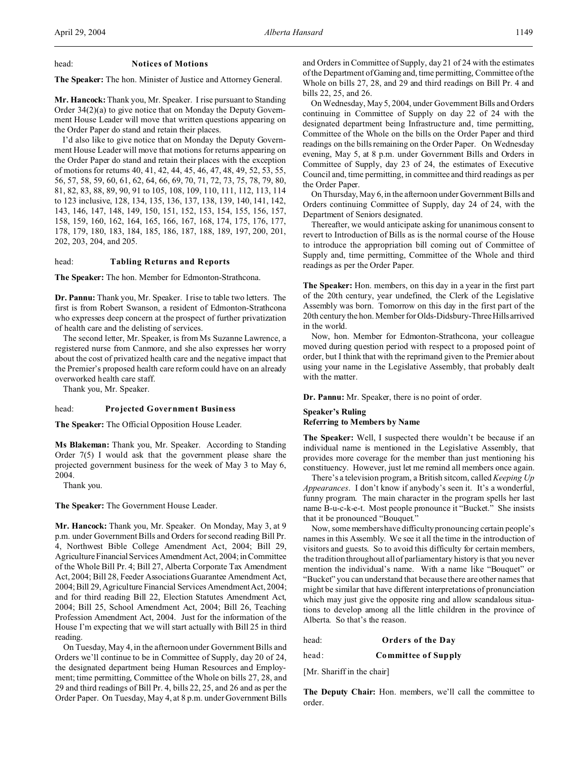head: **Notices of Motions**

**The Speaker:** The hon. Minister of Justice and Attorney General.

**Mr. Hancock:** Thank you, Mr. Speaker. I rise pursuant to Standing Order 34(2)(a) to give notice that on Monday the Deputy Government House Leader will move that written questions appearing on the Order Paper do stand and retain their places.

I'd also like to give notice that on Monday the Deputy Government House Leader will move that motions for returns appearing on the Order Paper do stand and retain their places with the exception of motions for returns 40, 41, 42, 44, 45, 46, 47, 48, 49, 52, 53, 55, 56, 57, 58, 59, 60, 61, 62, 64, 66, 69, 70, 71, 72, 73, 75, 78, 79, 80, 81, 82, 83, 88, 89, 90, 91 to 105, 108, 109, 110, 111, 112, 113, 114 to 123 inclusive, 128, 134, 135, 136, 137, 138, 139, 140, 141, 142, 143, 146, 147, 148, 149, 150, 151, 152, 153, 154, 155, 156, 157, 158, 159, 160, 162, 164, 165, 166, 167, 168, 174, 175, 176, 177, 178, 179, 180, 183, 184, 185, 186, 187, 188, 189, 197, 200, 201, 202, 203, 204, and 205.

head: **Tabling Returns and Reports**

**The Speaker:** The hon. Member for Edmonton-Strathcona.

**Dr. Pannu:** Thank you, Mr. Speaker. I rise to table two letters. The first is from Robert Swanson, a resident of Edmonton-Strathcona who expresses deep concern at the prospect of further privatization of health care and the delisting of services.

The second letter, Mr. Speaker, is from Ms Suzanne Lawrence, a registered nurse from Canmore, and she also expresses her worry about the cost of privatized health care and the negative impact that the Premier's proposed health care reform could have on an already overworked health care staff.

Thank you, Mr. Speaker.

head: **Projected Government Business**

**The Speaker:** The Official Opposition House Leader.

**Ms Blakeman:** Thank you, Mr. Speaker. According to Standing Order 7(5) I would ask that the government please share the projected government business for the week of May 3 to May 6, 2004.

Thank you.

**The Speaker:** The Government House Leader.

**Mr. Hancock:** Thank you, Mr. Speaker. On Monday, May 3, at 9 p.m. under Government Bills and Orders for second reading Bill Pr. 4, Northwest Bible College Amendment Act, 2004; Bill 29, Agriculture Financial Services Amendment Act, 2004; in Committee of the Whole Bill Pr. 4; Bill 27, Alberta Corporate Tax Amendment Act, 2004; Bill 28, Feeder Associations Guarantee Amendment Act, 2004; Bill 29, Agriculture Financial Services Amendment Act, 2004; and for third reading Bill 22, Election Statutes Amendment Act, 2004; Bill 25, School Amendment Act, 2004; Bill 26, Teaching Profession Amendment Act, 2004. Just for the information of the House I'm expecting that we will start actually with Bill 25 in third reading.

On Tuesday, May 4, in the afternoon under Government Bills and Orders we'll continue to be in Committee of Supply, day 20 of 24, the designated department being Human Resources and Employment; time permitting, Committee of the Whole on bills 27, 28, and 29 and third readings of Bill Pr. 4, bills 22, 25, and 26 and as per the Order Paper. On Tuesday, May 4, at 8 p.m. under Government Bills and Orders in Committee of Supply, day 21 of 24 with the estimates of the Department of Gaming and, time permitting, Committee of the Whole on bills 27, 28, and 29 and third readings on Bill Pr. 4 and bills 22, 25, and 26.

On Wednesday, May 5, 2004, under Government Bills and Orders continuing in Committee of Supply on day 22 of 24 with the designated department being Infrastructure and, time permitting, Committee of the Whole on the bills on the Order Paper and third readings on the bills remaining on the Order Paper. On Wednesday evening, May 5, at 8 p.m. under Government Bills and Orders in Committee of Supply, day 23 of 24, the estimates of Executive Council and, time permitting, in committee and third readings as per the Order Paper.

On Thursday, May 6, in the afternoon under Government Bills and Orders continuing Committee of Supply, day 24 of 24, with the Department of Seniors designated.

Thereafter, we would anticipate asking for unanimous consent to revert to Introduction of Bills as is the normal course of the House to introduce the appropriation bill coming out of Committee of Supply and, time permitting, Committee of the Whole and third readings as per the Order Paper.

**The Speaker:** Hon. members, on this day in a year in the first part of the 20th century, year undefined, the Clerk of the Legislative Assembly was born. Tomorrow on this day in the first part of the 20th century the hon. Member for Olds-Didsbury-Three Hills arrived in the world.

Now, hon. Member for Edmonton-Strathcona, your colleague moved during question period with respect to a proposed point of order, but I think that with the reprimand given to the Premier about using your name in the Legislative Assembly, that probably dealt with the matter.

**Dr. Pannu:** Mr. Speaker, there is no point of order.

**Speaker's Ruling**
**Referring to Members by Name**

**The Speaker:** Well, I suspected there wouldn't be because if an individual name is mentioned in the Legislative Assembly, that provides more coverage for the member than just mentioning his constituency. However, just let me remind all members once again.

There's a television program, a British sitcom, called *Keeping Up Appearances*. I don't know if anybody's seen it. It's a wonderful, funny program. The main character in the program spells her last name B-u-c-k-e-t. Most people pronounce it "Bucket." She insists that it be pronounced "Bouquet."

Now, some members have difficulty pronouncing certain people's names in this Assembly. We see it all the time in the introduction of visitors and guests. So to avoid this difficulty for certain members, the tradition throughout all of parliamentary history is that you never mention the individual's name. With a name like "Bouquet" or "Bucket" you can understand that because there are other names that might be similar that have different interpretations of pronunciation which may just give the opposite ring and allow scandalous situations to develop among all the little children in the province of Alberta. So that's the reason.

head: **Orders of the Day**

head: **Committee of Supply**

[Mr. Shariff in the chair]

**The Deputy Chair:** Hon. members, we'll call the committee to order.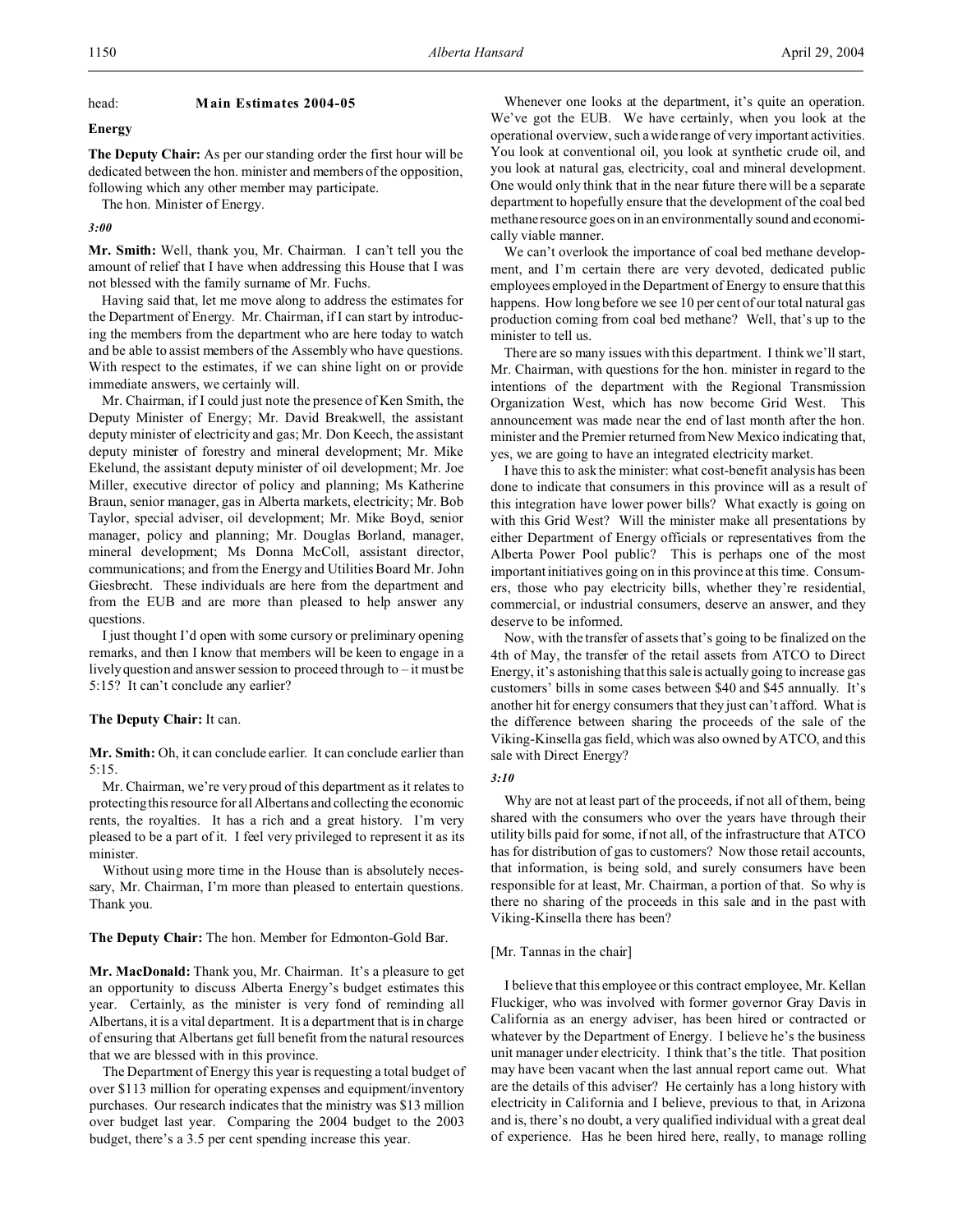head: **Main Estimates 2004-05**

**Energy**

**The Deputy Chair:** As per our standing order the first hour will be dedicated between the hon. minister and members of the opposition, following which any other member may participate.

The hon. Minister of Energy.

*3:00*

**Mr. Smith:** Well, thank you, Mr. Chairman. I can't tell you the amount of relief that I have when addressing this House that I was not blessed with the family surname of Mr. Fuchs.

Having said that, let me move along to address the estimates for the Department of Energy. Mr. Chairman, if I can start by introducing the members from the department who are here today to watch and be able to assist members of the Assembly who have questions. With respect to the estimates, if we can shine light on or provide immediate answers, we certainly will.

Mr. Chairman, if I could just note the presence of Ken Smith, the Deputy Minister of Energy; Mr. David Breakwell, the assistant deputy minister of electricity and gas; Mr. Don Keech, the assistant deputy minister of forestry and mineral development; Mr. Mike Ekelund, the assistant deputy minister of oil development; Mr. Joe Miller, executive director of policy and planning; Ms Katherine Braun, senior manager, gas in Alberta markets, electricity; Mr. Bob Taylor, special adviser, oil development; Mr. Mike Boyd, senior manager, policy and planning; Mr. Douglas Borland, manager, mineral development; Ms Donna McColl, assistant director, communications; and from the Energy and Utilities Board Mr. John Giesbrecht. These individuals are here from the department and from the EUB and are more than pleased to help answer any questions.

I just thought I'd open with some cursory or preliminary opening remarks, and then I know that members will be keen to engage in a lively question and answer session to proceed through to – it must be 5:15? It can't conclude any earlier?

**The Deputy Chair:** It can.

**Mr. Smith:** Oh, it can conclude earlier. It can conclude earlier than 5:15.

Mr. Chairman, we're very proud of this department as it relates to protecting this resource for all Albertans and collecting the economic rents, the royalties. It has a rich and a great history. I'm very pleased to be a part of it. I feel very privileged to represent it as its minister.

Without using more time in the House than is absolutely necessary, Mr. Chairman, I'm more than pleased to entertain questions. Thank you.

**The Deputy Chair:** The hon. Member for Edmonton-Gold Bar.

**Mr. MacDonald:** Thank you, Mr. Chairman. It's a pleasure to get an opportunity to discuss Alberta Energy's budget estimates this year. Certainly, as the minister is very fond of reminding all Albertans, it is a vital department. It is a department that is in charge of ensuring that Albertans get full benefit from the natural resources that we are blessed with in this province.

The Department of Energy this year is requesting a total budget of over $113 million for operating expenses and equipment/inventory purchases. Our research indicates that the ministry was $13 million over budget last year. Comparing the 2004 budget to the 2003 budget, there's a 3.5 per cent spending increase this year.

Whenever one looks at the department, it's quite an operation. We've got the EUB. We have certainly, when you look at the operational overview, such a wide range of very important activities. You look at conventional oil, you look at synthetic crude oil, and you look at natural gas, electricity, coal and mineral development. One would only think that in the near future there will be a separate department to hopefully ensure that the development of the coal bed methane resource goes on in an environmentally sound and economically viable manner.

We can't overlook the importance of coal bed methane development, and I'm certain there are very devoted, dedicated public employees employed in the Department of Energy to ensure that this happens. How long before we see 10 per cent of our total natural gas production coming from coal bed methane? Well, that's up to the minister to tell us.

There are so many issues with this department. I think we'll start, Mr. Chairman, with questions for the hon. minister in regard to the intentions of the department with the Regional Transmission Organization West, which has now become Grid West. This announcement was made near the end of last month after the hon. minister and the Premier returned from New Mexico indicating that, yes, we are going to have an integrated electricity market.

I have this to ask the minister: what cost-benefit analysis has been done to indicate that consumers in this province will as a result of this integration have lower power bills? What exactly is going on with this Grid West? Will the minister make all presentations by either Department of Energy officials or representatives from the Alberta Power Pool public? This is perhaps one of the most important initiatives going on in this province at this time. Consumers, those who pay electricity bills, whether they're residential, commercial, or industrial consumers, deserve an answer, and they deserve to be informed.

Now, with the transfer of assets that's going to be finalized on the 4th of May, the transfer of the retail assets from ATCO to Direct Energy, it's astonishing that this sale is actually going to increase gas customers' bills in some cases between $40 and $45 annually. It's another hit for energy consumers that they just can't afford. What is the difference between sharing the proceeds of the sale of the Viking-Kinsella gas field, which was also owned by ATCO, and this sale with Direct Energy?

*3:10*

Why are not at least part of the proceeds, if not all of them, being shared with the consumers who over the years have through their utility bills paid for some, if not all, of the infrastructure that ATCO has for distribution of gas to customers? Now those retail accounts, that information, is being sold, and surely consumers have been responsible for at least, Mr. Chairman, a portion of that. So why is there no sharing of the proceeds in this sale and in the past with Viking-Kinsella there has been?

[Mr. Tannas in the chair]

I believe that this employee or this contract employee, Mr. Kellan Fluckiger, who was involved with former governor Gray Davis in California as an energy adviser, has been hired or contracted or whatever by the Department of Energy. I believe he's the business unit manager under electricity. I think that's the title. That position may have been vacant when the last annual report came out. What are the details of this adviser? He certainly has a long history with electricity in California and I believe, previous to that, in Arizona and is, there's no doubt, a very qualified individual with a great deal of experience. Has he been hired here, really, to manage rolling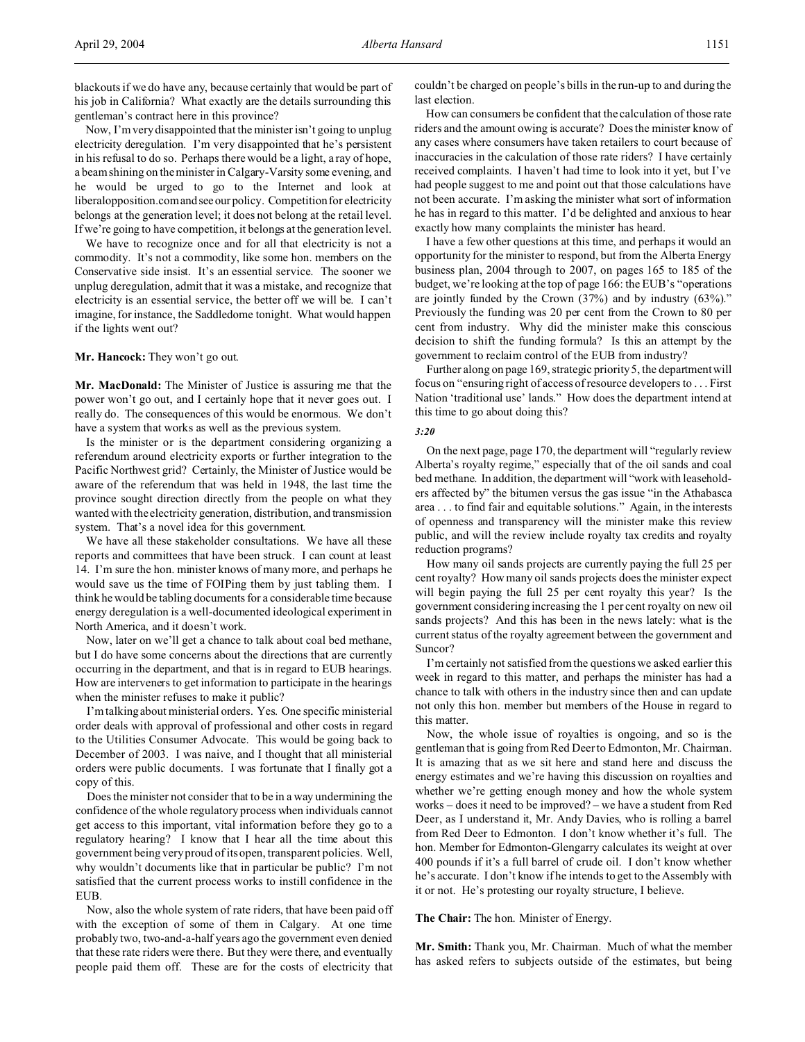blackouts if we do have any, because certainly that would be part of his job in California? What exactly are the details surrounding this gentleman's contract here in this province?

Now, I'm very disappointed that the minister isn't going to unplug electricity deregulation. I'm very disappointed that he's persistent in his refusal to do so. Perhaps there would be a light, a ray of hope, a beam shining on the minister in Calgary-Varsity some evening, and he would be urged to go to the Internet and look at liberalopposition.com and see our policy. Competition for electricity belongs at the generation level; it does not belong at the retail level. If we're going to have competition, it belongs at the generation level.

We have to recognize once and for all that electricity is not a commodity. It's not a commodity, like some hon. members on the Conservative side insist. It's an essential service. The sooner we unplug deregulation, admit that it was a mistake, and recognize that electricity is an essential service, the better off we will be. I can't imagine, for instance, the Saddledome tonight. What would happen if the lights went out?

**Mr. Hancock:** They won't go out.

**Mr. MacDonald:** The Minister of Justice is assuring me that the power won't go out, and I certainly hope that it never goes out. I really do. The consequences of this would be enormous. We don't have a system that works as well as the previous system.

Is the minister or is the department considering organizing a referendum around electricity exports or further integration to the Pacific Northwest grid? Certainly, the Minister of Justice would be aware of the referendum that was held in 1948, the last time the province sought direction directly from the people on what they wanted with the electricity generation, distribution, and transmission system. That's a novel idea for this government.

We have all these stakeholder consultations. We have all these reports and committees that have been struck. I can count at least 14. I'm sure the hon. minister knows of many more, and perhaps he would save us the time of FOIPing them by just tabling them. I think he would be tabling documents for a considerable time because energy deregulation is a well-documented ideological experiment in North America, and it doesn't work.

Now, later on we'll get a chance to talk about coal bed methane, but I do have some concerns about the directions that are currently occurring in the department, and that is in regard to EUB hearings. How are interveners to get information to participate in the hearings when the minister refuses to make it public?

I'm talking about ministerial orders. Yes. One specific ministerial order deals with approval of professional and other costs in regard to the Utilities Consumer Advocate. This would be going back to December of 2003. I was naive, and I thought that all ministerial orders were public documents. I was fortunate that I finally got a copy of this.

Does the minister not consider that to be in a way undermining the confidence of the whole regulatory process when individuals cannot get access to this important, vital information before they go to a regulatory hearing? I know that I hear all the time about this government being very proud of its open, transparent policies. Well, why wouldn't documents like that in particular be public? I'm not satisfied that the current process works to instill confidence in the EUB.

Now, also the whole system of rate riders, that have been paid off with the exception of some of them in Calgary. At one time probably two, two-and-a-half years ago the government even denied that these rate riders were there. But they were there, and eventually people paid them off. These are for the costs of electricity that couldn't be charged on people's bills in the run-up to and during the last election.

How can consumers be confident that the calculation of those rate riders and the amount owing is accurate? Does the minister know of any cases where consumers have taken retailers to court because of inaccuracies in the calculation of those rate riders? I have certainly received complaints. I haven't had time to look into it yet, but I've had people suggest to me and point out that those calculations have not been accurate. I'm asking the minister what sort of information he has in regard to this matter. I'd be delighted and anxious to hear exactly how many complaints the minister has heard.

I have a few other questions at this time, and perhaps it would an opportunity for the minister to respond, but from the Alberta Energy business plan, 2004 through to 2007, on pages 165 to 185 of the budget, we're looking at the top of page 166: the EUB's "operations are jointly funded by the Crown (37%) and by industry (63%)." Previously the funding was 20 per cent from the Crown to 80 per cent from industry. Why did the minister make this conscious decision to shift the funding formula? Is this an attempt by the government to reclaim control of the EUB from industry?

Further along on page 169, strategic priority 5, the department will focus on "ensuring right of access of resource developers to . . . First Nation 'traditional use' lands." How does the department intend at this time to go about doing this?

*3:20*

On the next page, page 170, the department will "regularly review Alberta's royalty regime," especially that of the oil sands and coal bed methane. In addition, the department will "work with leaseholders affected by" the bitumen versus the gas issue "in the Athabasca area . . . to find fair and equitable solutions." Again, in the interests of openness and transparency will the minister make this review public, and will the review include royalty tax credits and royalty reduction programs?

How many oil sands projects are currently paying the full 25 per cent royalty? How many oil sands projects does the minister expect will begin paying the full 25 per cent royalty this year? Is the government considering increasing the 1 per cent royalty on new oil sands projects? And this has been in the news lately: what is the current status of the royalty agreement between the government and Suncor?

I'm certainly not satisfied from the questions we asked earlier this week in regard to this matter, and perhaps the minister has had a chance to talk with others in the industry since then and can update not only this hon. member but members of the House in regard to this matter.

Now, the whole issue of royalties is ongoing, and so is the gentleman that is going from Red Deer to Edmonton, Mr. Chairman. It is amazing that as we sit here and stand here and discuss the energy estimates and we're having this discussion on royalties and whether we're getting enough money and how the whole system works – does it need to be improved? – we have a student from Red Deer, as I understand it, Mr. Andy Davies, who is rolling a barrel from Red Deer to Edmonton. I don't know whether it's full. The hon. Member for Edmonton-Glengarry calculates its weight at over 400 pounds if it's a full barrel of crude oil. I don't know whether he's accurate. I don't know if he intends to get to the Assembly with it or not. He's protesting our royalty structure, I believe.

**The Chair:** The hon. Minister of Energy.

**Mr. Smith:** Thank you, Mr. Chairman. Much of what the member has asked refers to subjects outside of the estimates, but being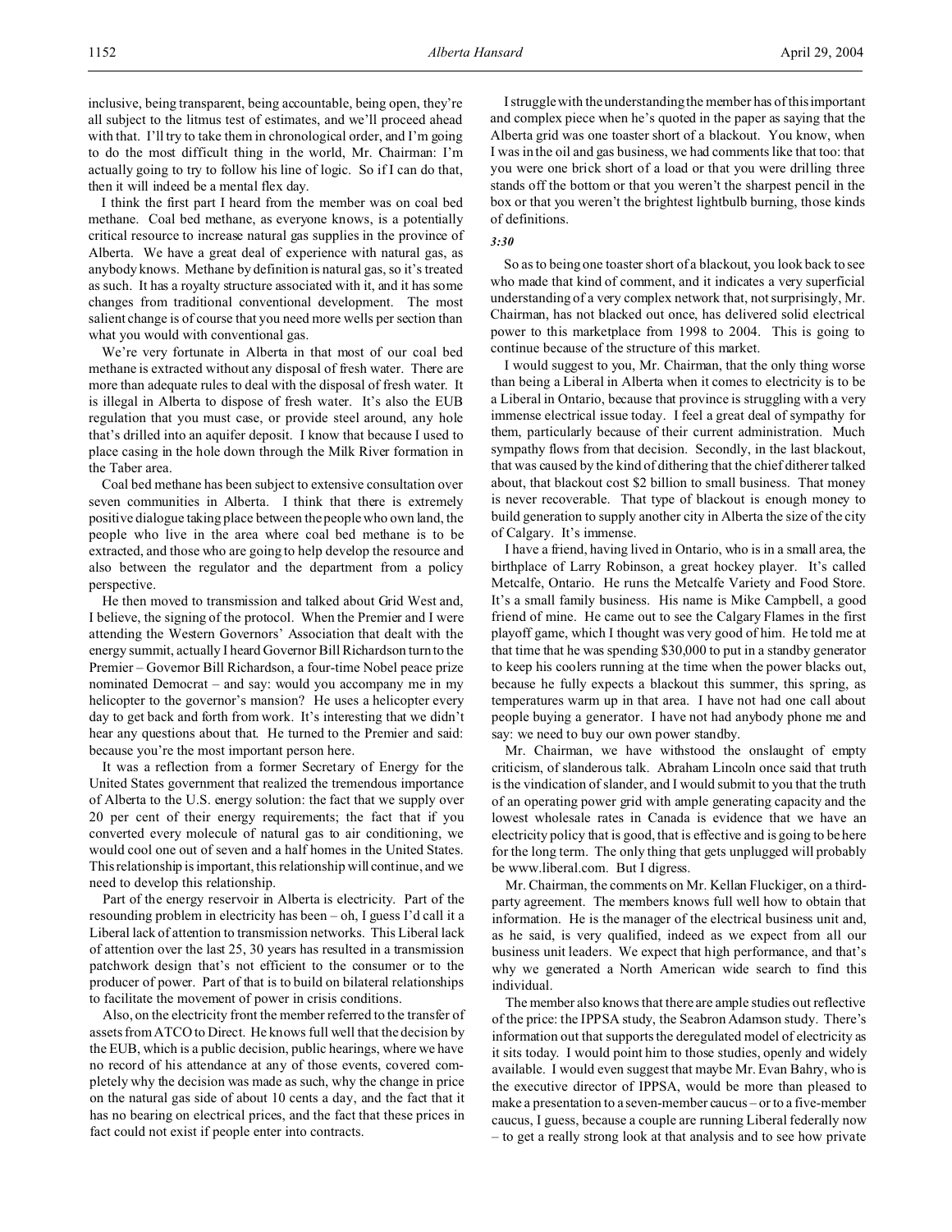inclusive, being transparent, being accountable, being open, they're all subject to the litmus test of estimates, and we'll proceed ahead with that. I'll try to take them in chronological order, and I'm going to do the most difficult thing in the world, Mr. Chairman: I'm actually going to try to follow his line of logic. So if I can do that, then it will indeed be a mental flex day.

I think the first part I heard from the member was on coal bed methane. Coal bed methane, as everyone knows, is a potentially critical resource to increase natural gas supplies in the province of Alberta. We have a great deal of experience with natural gas, as anybody knows. Methane by definition is natural gas, so it's treated as such. It has a royalty structure associated with it, and it has some changes from traditional conventional development. The most salient change is of course that you need more wells per section than what you would with conventional gas.

We're very fortunate in Alberta in that most of our coal bed methane is extracted without any disposal of fresh water. There are more than adequate rules to deal with the disposal of fresh water. It is illegal in Alberta to dispose of fresh water. It's also the EUB regulation that you must case, or provide steel around, any hole that's drilled into an aquifer deposit. I know that because I used to place casing in the hole down through the Milk River formation in the Taber area.

Coal bed methane has been subject to extensive consultation over seven communities in Alberta. I think that there is extremely positive dialogue taking place between the people who own land, the people who live in the area where coal bed methane is to be extracted, and those who are going to help develop the resource and also between the regulator and the department from a policy perspective.

He then moved to transmission and talked about Grid West and, I believe, the signing of the protocol. When the Premier and I were attending the Western Governors' Association that dealt with the energy summit, actually I heard Governor Bill Richardson turn to the Premier – Governor Bill Richardson, a four-time Nobel peace prize nominated Democrat – and say: would you accompany me in my helicopter to the governor's mansion? He uses a helicopter every day to get back and forth from work. It's interesting that we didn't hear any questions about that. He turned to the Premier and said: because you're the most important person here.

It was a reflection from a former Secretary of Energy for the United States government that realized the tremendous importance of Alberta to the U.S. energy solution: the fact that we supply over 20 per cent of their energy requirements; the fact that if you converted every molecule of natural gas to air conditioning, we would cool one out of seven and a half homes in the United States. This relationship is important, this relationship will continue, and we need to develop this relationship.

Part of the energy reservoir in Alberta is electricity. Part of the resounding problem in electricity has been – oh, I guess I'd call it a Liberal lack of attention to transmission networks. This Liberal lack of attention over the last 25, 30 years has resulted in a transmission patchwork design that's not efficient to the consumer or to the producer of power. Part of that is to build on bilateral relationships to facilitate the movement of power in crisis conditions.

Also, on the electricity front the member referred to the transfer of assets from ATCO to Direct. He knows full well that the decision by the EUB, which is a public decision, public hearings, where we have no record of his attendance at any of those events, covered completely why the decision was made as such, why the change in price on the natural gas side of about 10 cents a day, and the fact that it has no bearing on electrical prices, and the fact that these prices in fact could not exist if people enter into contracts.

I struggle with the understanding the member has of this important and complex piece when he's quoted in the paper as saying that the Alberta grid was one toaster short of a blackout. You know, when I was in the oil and gas business, we had comments like that too: that you were one brick short of a load or that you were drilling three stands off the bottom or that you weren't the sharpest pencil in the box or that you weren't the brightest lightbulb burning, those kinds of definitions.

*3:30*

So as to being one toaster short of a blackout, you look back to see who made that kind of comment, and it indicates a very superficial understanding of a very complex network that, not surprisingly, Mr. Chairman, has not blacked out once, has delivered solid electrical power to this marketplace from 1998 to 2004. This is going to continue because of the structure of this market.

I would suggest to you, Mr. Chairman, that the only thing worse than being a Liberal in Alberta when it comes to electricity is to be a Liberal in Ontario, because that province is struggling with a very immense electrical issue today. I feel a great deal of sympathy for them, particularly because of their current administration. Much sympathy flows from that decision. Secondly, in the last blackout, that was caused by the kind of dithering that the chief ditherer talked about, that blackout cost $2 billion to small business. That money is never recoverable. That type of blackout is enough money to build generation to supply another city in Alberta the size of the city of Calgary. It's immense.

I have a friend, having lived in Ontario, who is in a small area, the birthplace of Larry Robinson, a great hockey player. It's called Metcalfe, Ontario. He runs the Metcalfe Variety and Food Store. It's a small family business. His name is Mike Campbell, a good friend of mine. He came out to see the Calgary Flames in the first playoff game, which I thought was very good of him. He told me at that time that he was spending $30,000 to put in a standby generator to keep his coolers running at the time when the power blacks out, because he fully expects a blackout this summer, this spring, as temperatures warm up in that area. I have not had one call about people buying a generator. I have not had anybody phone me and say: we need to buy our own power standby.

Mr. Chairman, we have withstood the onslaught of empty criticism, of slanderous talk. Abraham Lincoln once said that truth is the vindication of slander, and I would submit to you that the truth of an operating power grid with ample generating capacity and the lowest wholesale rates in Canada is evidence that we have an electricity policy that is good, that is effective and is going to be here for the long term. The only thing that gets unplugged will probably be www.liberal.com. But I digress.

Mr. Chairman, the comments on Mr. Kellan Fluckiger, on a third-party agreement. The members knows full well how to obtain that information. He is the manager of the electrical business unit and, as he said, is very qualified, indeed as we expect from all our business unit leaders. We expect that high performance, and that's why we generated a North American wide search to find this individual.

The member also knows that there are ample studies out reflective of the price: the IPPSA study, the Seabron Adamson study. There's information out that supports the deregulated model of electricity as it sits today. I would point him to those studies, openly and widely available. I would even suggest that maybe Mr. Evan Bahry, who is the executive director of IPPSA, would be more than pleased to make a presentation to a seven-member caucus – or to a five-member caucus, I guess, because a couple are running Liberal federally now – to get a really strong look at that analysis and to see how private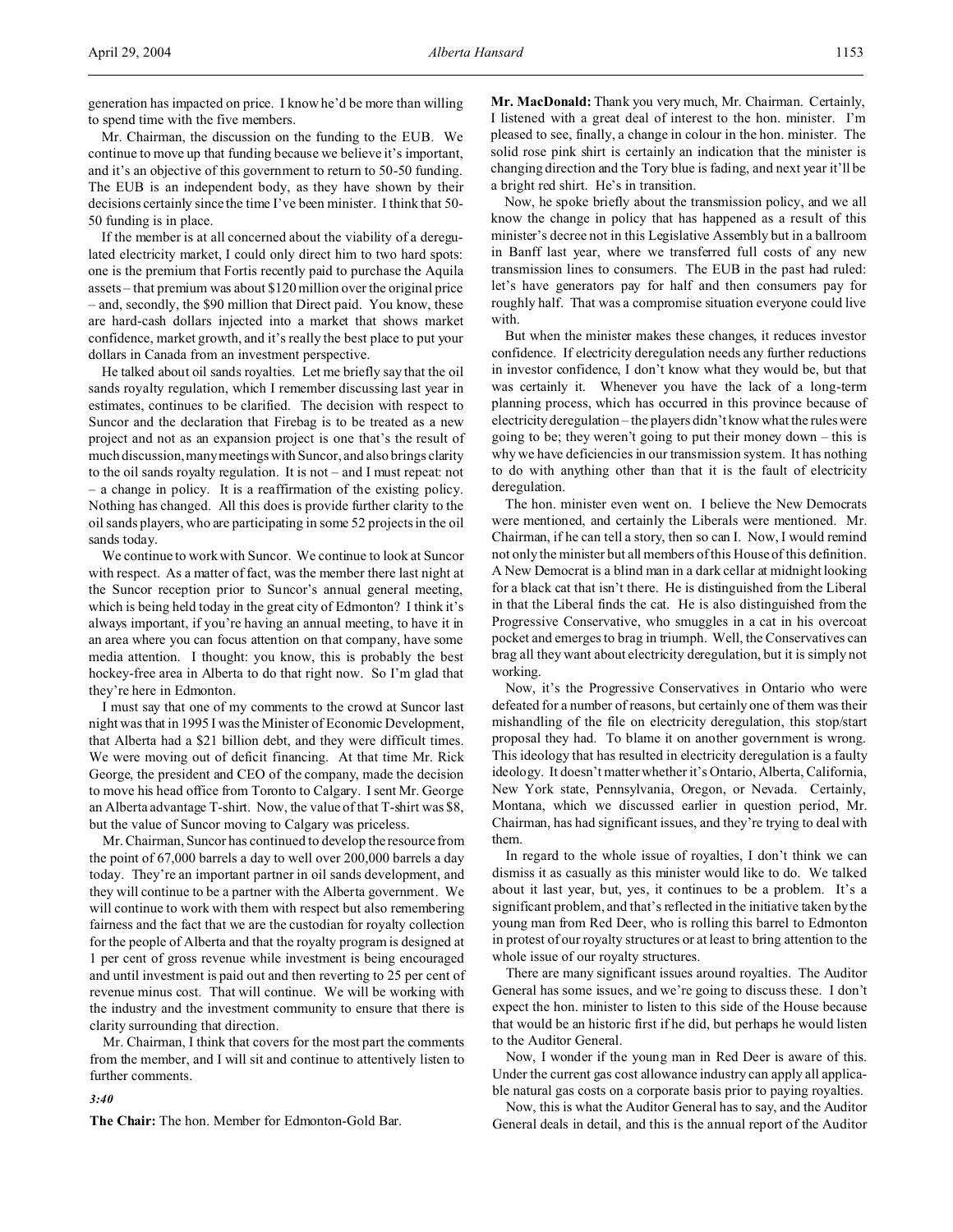generation has impacted on price. I know he'd be more than willing to spend time with the five members.

Mr. Chairman, the discussion on the funding to the EUB. We continue to move up that funding because we believe it's important, and it's an objective of this government to return to 50-50 funding. The EUB is an independent body, as they have shown by their decisions certainly since the time I've been minister. I think that 50-50 funding is in place.

If the member is at all concerned about the viability of a deregulated electricity market, I could only direct him to two hard spots: one is the premium that Fortis recently paid to purchase the Aquila assets – that premium was about $120 million over the original price – and, secondly, the $90 million that Direct paid. You know, these are hard-cash dollars injected into a market that shows market confidence, market growth, and it's really the best place to put your dollars in Canada from an investment perspective.

He talked about oil sands royalties. Let me briefly say that the oil sands royalty regulation, which I remember discussing last year in estimates, continues to be clarified. The decision with respect to Suncor and the declaration that Firebag is to be treated as a new project and not as an expansion project is one that's the result of much discussion, many meetings with Suncor, and also brings clarity to the oil sands royalty regulation. It is not – and I must repeat: not – a change in policy. It is a reaffirmation of the existing policy. Nothing has changed. All this does is provide further clarity to the oil sands players, who are participating in some 52 projects in the oil sands today.

We continue to work with Suncor. We continue to look at Suncor with respect. As a matter of fact, was the member there last night at the Suncor reception prior to Suncor's annual general meeting, which is being held today in the great city of Edmonton? I think it's always important, if you're having an annual meeting, to have it in an area where you can focus attention on that company, have some media attention. I thought: you know, this is probably the best hockey-free area in Alberta to do that right now. So I'm glad that they're here in Edmonton.

I must say that one of my comments to the crowd at Suncor last night was that in 1995 I was the Minister of Economic Development, that Alberta had a $21 billion debt, and they were difficult times. We were moving out of deficit financing. At that time Mr. Rick George, the president and CEO of the company, made the decision to move his head office from Toronto to Calgary. I sent Mr. George an Alberta advantage T-shirt. Now, the value of that T-shirt was $8, but the value of Suncor moving to Calgary was priceless.

Mr. Chairman, Suncor has continued to develop the resource from the point of 67,000 barrels a day to well over 200,000 barrels a day today. They're an important partner in oil sands development, and they will continue to be a partner with the Alberta government. We will continue to work with them with respect but also remembering fairness and the fact that we are the custodian for royalty collection for the people of Alberta and that the royalty program is designed at 1 per cent of gross revenue while investment is being encouraged and until investment is paid out and then reverting to 25 per cent of revenue minus cost. That will continue. We will be working with the industry and the investment community to ensure that there is clarity surrounding that direction.

Mr. Chairman, I think that covers for the most part the comments from the member, and I will sit and continue to attentively listen to further comments.

*3:40*

**The Chair:** The hon. Member for Edmonton-Gold Bar.

**Mr. MacDonald:** Thank you very much, Mr. Chairman. Certainly, I listened with a great deal of interest to the hon. minister. I'm pleased to see, finally, a change in colour in the hon. minister. The solid rose pink shirt is certainly an indication that the minister is changing direction and the Tory blue is fading, and next year it'll be a bright red shirt. He's in transition.

Now, he spoke briefly about the transmission policy, and we all know the change in policy that has happened as a result of this minister's decree not in this Legislative Assembly but in a ballroom in Banff last year, where we transferred full costs of any new transmission lines to consumers. The EUB in the past had ruled: let's have generators pay for half and then consumers pay for roughly half. That was a compromise situation everyone could live with.

But when the minister makes these changes, it reduces investor confidence. If electricity deregulation needs any further reductions in investor confidence, I don't know what they would be, but that was certainly it. Whenever you have the lack of a long-term planning process, which has occurred in this province because of electricity deregulation – the players didn't know what the rules were going to be; they weren't going to put their money down – this is why we have deficiencies in our transmission system. It has nothing to do with anything other than that it is the fault of electricity deregulation.

The hon. minister even went on. I believe the New Democrats were mentioned, and certainly the Liberals were mentioned. Mr. Chairman, if he can tell a story, then so can I. Now, I would remind not only the minister but all members of this House of this definition. A New Democrat is a blind man in a dark cellar at midnight looking for a black cat that isn't there. He is distinguished from the Liberal in that the Liberal finds the cat. He is also distinguished from the Progressive Conservative, who smuggles in a cat in his overcoat pocket and emerges to brag in triumph. Well, the Conservatives can brag all they want about electricity deregulation, but it is simply not working.

Now, it's the Progressive Conservatives in Ontario who were defeated for a number of reasons, but certainly one of them was their mishandling of the file on electricity deregulation, this stop/start proposal they had. To blame it on another government is wrong. This ideology that has resulted in electricity deregulation is a faulty ideology. It doesn't matter whether it's Ontario, Alberta, California, New York state, Pennsylvania, Oregon, or Nevada. Certainly, Montana, which we discussed earlier in question period, Mr. Chairman, has had significant issues, and they're trying to deal with them.

In regard to the whole issue of royalties, I don't think we can dismiss it as casually as this minister would like to do. We talked about it last year, but, yes, it continues to be a problem. It's a significant problem, and that's reflected in the initiative taken by the young man from Red Deer, who is rolling this barrel to Edmonton in protest of our royalty structures or at least to bring attention to the whole issue of our royalty structures.

There are many significant issues around royalties. The Auditor General has some issues, and we're going to discuss these. I don't expect the hon. minister to listen to this side of the House because that would be an historic first if he did, but perhaps he would listen to the Auditor General.

Now, I wonder if the young man in Red Deer is aware of this. Under the current gas cost allowance industry can apply all applicable natural gas costs on a corporate basis prior to paying royalties.

Now, this is what the Auditor General has to say, and the Auditor General deals in detail, and this is the annual report of the Auditor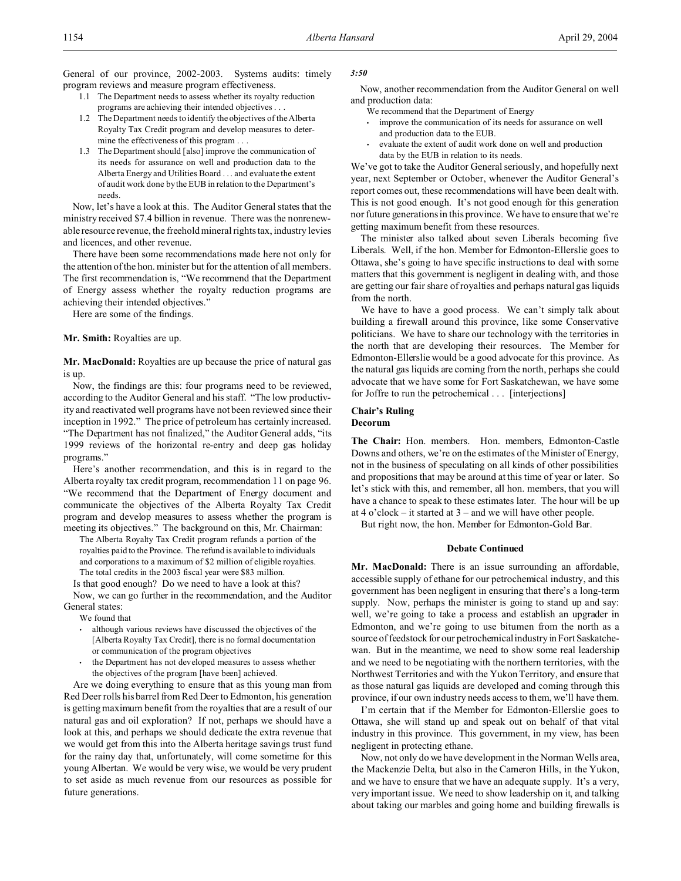General of our province, 2002-2003. Systems audits: timely program reviews and measure program effectiveness.

> 1.1 The Department needs to assess whether its royalty reduction programs are achieving their intended objectives . . .
>
> 1.2 The Department needs to identify the objectives of the Alberta Royalty Tax Credit program and develop measures to determine the effectiveness of this program . . .
>
> 1.3 The Department should [also] improve the communication of its needs for assurance on well and production data to the Alberta Energy and Utilities Board . . . and evaluate the extent of audit work done by the EUB in relation to the Department's needs.

Now, let's have a look at this. The Auditor General states that the ministry received $7.4 billion in revenue. There was the nonrenewable resource revenue, the freehold mineral rights tax, industry levies and licences, and other revenue.

There have been some recommendations made here not only for the attention of the hon. minister but for the attention of all members. The first recommendation is, "We recommend that the Department of Energy assess whether the royalty reduction programs are achieving their intended objectives."

Here are some of the findings.

**Mr. Smith:** Royalties are up.

**Mr. MacDonald:** Royalties are up because the price of natural gas is up.

Now, the findings are this: four programs need to be reviewed, according to the Auditor General and his staff. "The low productivity and reactivated well programs have not been reviewed since their inception in 1992." The price of petroleum has certainly increased. "The Department has not finalized," the Auditor General adds, "its 1999 reviews of the horizontal re-entry and deep gas holiday programs."

Here's another recommendation, and this is in regard to the Alberta royalty tax credit program, recommendation 11 on page 96. "We recommend that the Department of Energy document and communicate the objectives of the Alberta Royalty Tax Credit program and develop measures to assess whether the program is meeting its objectives." The background on this, Mr. Chairman:

> The Alberta Royalty Tax Credit program refunds a portion of the royalties paid to the Province. The refund is available to individuals and corporations to a maximum of $2 million of eligible royalties. The total credits in the 2003 fiscal year were $83 million.

Is that good enough? Do we need to have a look at this?

Now, we can go further in the recommendation, and the Auditor General states:

> We found that
>
> - although various reviews have discussed the objectives of the [Alberta Royalty Tax Credit], there is no formal documentation or communication of the program objectives
> - the Department has not developed measures to assess whether the objectives of the program [have been] achieved.

Are we doing everything to ensure that as this young man from Red Deer rolls his barrel from Red Deer to Edmonton, his generation is getting maximum benefit from the royalties that are a result of our natural gas and oil exploration? If not, perhaps we should have a look at this, and perhaps we should dedicate the extra revenue that we would get from this into the Alberta heritage savings trust fund for the rainy day that, unfortunately, will come sometime for this young Albertan. We would be very wise, we would be very prudent to set aside as much revenue from our resources as possible for future generations.

*3:50*

Now, another recommendation from the Auditor General on well and production data:

> We recommend that the Department of Energy
>
> - improve the communication of its needs for assurance on well and production data to the EUB.
> - evaluate the extent of audit work done on well and production data by the EUB in relation to its needs.

We've got to take the Auditor General seriously, and hopefully next year, next September or October, whenever the Auditor General's report comes out, these recommendations will have been dealt with. This is not good enough. It's not good enough for this generation nor future generations in this province. We have to ensure that we're getting maximum benefit from these resources.

The minister also talked about seven Liberals becoming five Liberals. Well, if the hon. Member for Edmonton-Ellerslie goes to Ottawa, she's going to have specific instructions to deal with some matters that this government is negligent in dealing with, and those are getting our fair share of royalties and perhaps natural gas liquids from the north.

We have to have a good process. We can't simply talk about building a firewall around this province, like some Conservative politicians. We have to share our technology with the territories in the north that are developing their resources. The Member for Edmonton-Ellerslie would be a good advocate for this province. As the natural gas liquids are coming from the north, perhaps she could advocate that we have some for Fort Saskatchewan, we have some for Joffre to run the petrochemical . . . [interjections]

## Chair's Ruling
## Decorum

**The Chair:** Hon. members. Hon. members, Edmonton-Castle Downs and others, we're on the estimates of the Minister of Energy, not in the business of speculating on all kinds of other possibilities and propositions that may be around at this time of year or later. So let's stick with this, and remember, all hon. members, that you will have a chance to speak to these estimates later. The hour will be up at 4 o'clock – it started at 3 – and we will have other people.

But right now, the hon. Member for Edmonton-Gold Bar.

## Debate Continued

**Mr. MacDonald:** There is an issue surrounding an affordable, accessible supply of ethane for our petrochemical industry, and this government has been negligent in ensuring that there's a long-term supply. Now, perhaps the minister is going to stand up and say: well, we're going to take a process and establish an upgrader in Edmonton, and we're going to use bitumen from the north as a source of feedstock for our petrochemical industry in Fort Saskatchewan. But in the meantime, we need to show some real leadership and we need to be negotiating with the northern territories, with the Northwest Territories and with the Yukon Territory, and ensure that as those natural gas liquids are developed and coming through this province, if our own industry needs access to them, we'll have them.

I'm certain that if the Member for Edmonton-Ellerslie goes to Ottawa, she will stand up and speak out on behalf of that vital industry in this province. This government, in my view, has been negligent in protecting ethane.

Now, not only do we have development in the Norman Wells area, the Mackenzie Delta, but also in the Cameron Hills, in the Yukon, and we have to ensure that we have an adequate supply. It's a very, very important issue. We need to show leadership on it, and talking about taking our marbles and going home and building firewalls is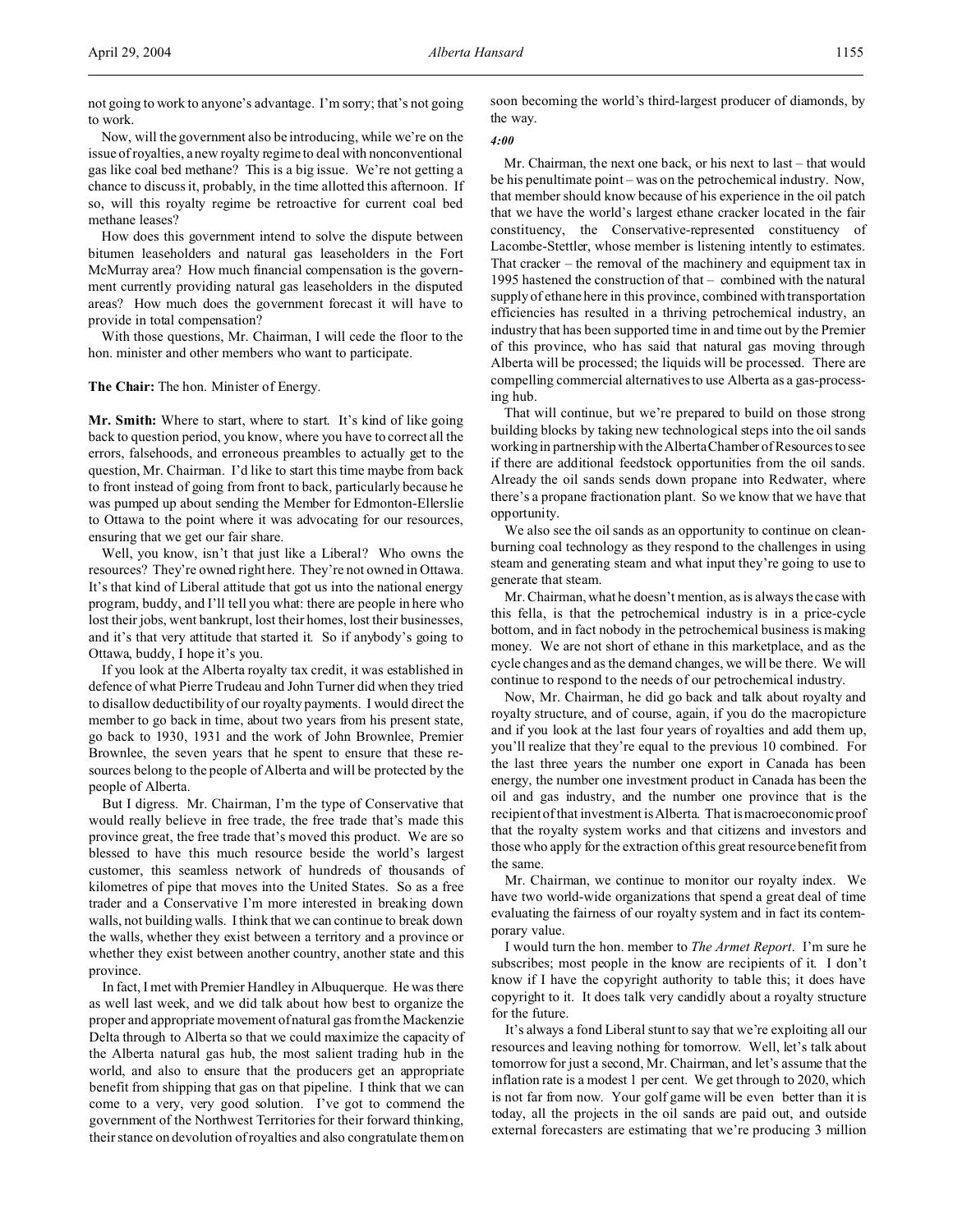not going to work to anyone's advantage. I'm sorry; that's not going to work.

Now, will the government also be introducing, while we're on the issue of royalties, a new royalty regime to deal with nonconventional gas like coal bed methane? This is a big issue. We're not getting a chance to discuss it, probably, in the time allotted this afternoon. If so, will this royalty regime be retroactive for current coal bed methane leases?

How does this government intend to solve the dispute between bitumen leaseholders and natural gas leaseholders in the Fort McMurray area? How much financial compensation is the government currently providing natural gas leaseholders in the disputed areas? How much does the government forecast it will have to provide in total compensation?

With those questions, Mr. Chairman, I will cede the floor to the hon. minister and other members who want to participate.

**The Chair:** The hon. Minister of Energy.

**Mr. Smith:** Where to start, where to start. It's kind of like going back to question period, you know, where you have to correct all the errors, falsehoods, and erroneous preambles to actually get to the question, Mr. Chairman. I'd like to start this time maybe from back to front instead of going from front to back, particularly because he was pumped up about sending the Member for Edmonton-Ellerslie to Ottawa to the point where it was advocating for our resources, ensuring that we get our fair share.

Well, you know, isn't that just like a Liberal? Who owns the resources? They're owned right here. They're not owned in Ottawa. It's that kind of Liberal attitude that got us into the national energy program, buddy, and I'll tell you what: there are people in here who lost their jobs, went bankrupt, lost their homes, lost their businesses, and it's that very attitude that started it. So if anybody's going to Ottawa, buddy, I hope it's you.

If you look at the Alberta royalty tax credit, it was established in defence of what Pierre Trudeau and John Turner did when they tried to disallow deductibility of our royalty payments. I would direct the member to go back in time, about two years from his present state, go back to 1930, 1931 and the work of John Brownlee, Premier Brownlee, the seven years that he spent to ensure that these resources belong to the people of Alberta and will be protected by the people of Alberta.

But I digress. Mr. Chairman, I'm the type of Conservative that would really believe in free trade, the free trade that's made this province great, the free trade that's moved this product. We are so blessed to have this much resource beside the world's largest customer, this seamless network of hundreds of thousands of kilometres of pipe that moves into the United States. So as a free trader and a Conservative I'm more interested in breaking down walls, not building walls. I think that we can continue to break down the walls, whether they exist between a territory and a province or whether they exist between another country, another state and this province.

In fact, I met with Premier Handley in Albuquerque. He was there as well last week, and we did talk about how best to organize the proper and appropriate movement of natural gas from the Mackenzie Delta through to Alberta so that we could maximize the capacity of the Alberta natural gas hub, the most salient trading hub in the world, and also to ensure that the producers get an appropriate benefit from shipping that gas on that pipeline. I think that we can come to a very, very good solution. I've got to commend the government of the Northwest Territories for their forward thinking, their stance on devolution of royalties and also congratulate them on soon becoming the world's third-largest producer of diamonds, by the way.

*4:00*

Mr. Chairman, the next one back, or his next to last – that would be his penultimate point – was on the petrochemical industry. Now, that member should know because of his experience in the oil patch that we have the world's largest ethane cracker located in the fair constituency, the Conservative-represented constituency of Lacombe-Stettler, whose member is listening intently to estimates. That cracker – the removal of the machinery and equipment tax in 1995 hastened the construction of that – combined with the natural supply of ethane here in this province, combined with transportation efficiencies has resulted in a thriving petrochemical industry, an industry that has been supported time in and time out by the Premier of this province, who has said that natural gas moving through Alberta will be processed; the liquids will be processed. There are compelling commercial alternatives to use Alberta as a gas-processing hub.

That will continue, but we're prepared to build on those strong building blocks by taking new technological steps into the oil sands working in partnership with the Alberta Chamber of Resources to see if there are additional feedstock opportunities from the oil sands. Already the oil sands sends down propane into Redwater, where there's a propane fractionation plant. So we know that we have that opportunity.

We also see the oil sands as an opportunity to continue on clean-burning coal technology as they respond to the challenges in using steam and generating steam and what input they're going to use to generate that steam.

Mr. Chairman, what he doesn't mention, as is always the case with this fella, is that the petrochemical industry is in a price-cycle bottom, and in fact nobody in the petrochemical business is making money. We are not short of ethane in this marketplace, and as the cycle changes and as the demand changes, we will be there. We will continue to respond to the needs of our petrochemical industry.

Now, Mr. Chairman, he did go back and talk about royalty and royalty structure, and of course, again, if you do the macropicture and if you look at the last four years of royalties and add them up, you'll realize that they're equal to the previous 10 combined. For the last three years the number one export in Canada has been energy, the number one investment product in Canada has been the oil and gas industry, and the number one province that is the recipient of that investment is Alberta. That is macroeconomic proof that the royalty system works and that citizens and investors and those who apply for the extraction of this great resource benefit from the same.

Mr. Chairman, we continue to monitor our royalty index. We have two world-wide organizations that spend a great deal of time evaluating the fairness of our royalty system and in fact its contemporary value.

I would turn the hon. member to *The Armet Report*. I'm sure he subscribes; most people in the know are recipients of it. I don't know if I have the copyright authority to table this; it does have copyright to it. It does talk very candidly about a royalty structure for the future.

It's always a fond Liberal stunt to say that we're exploiting all our resources and leaving nothing for tomorrow. Well, let's talk about tomorrow for just a second, Mr. Chairman, and let's assume that the inflation rate is a modest 1 per cent. We get through to 2020, which is not far from now. Your golf game will be even better than it is today, all the projects in the oil sands are paid out, and outside external forecasters are estimating that we're producing 3 million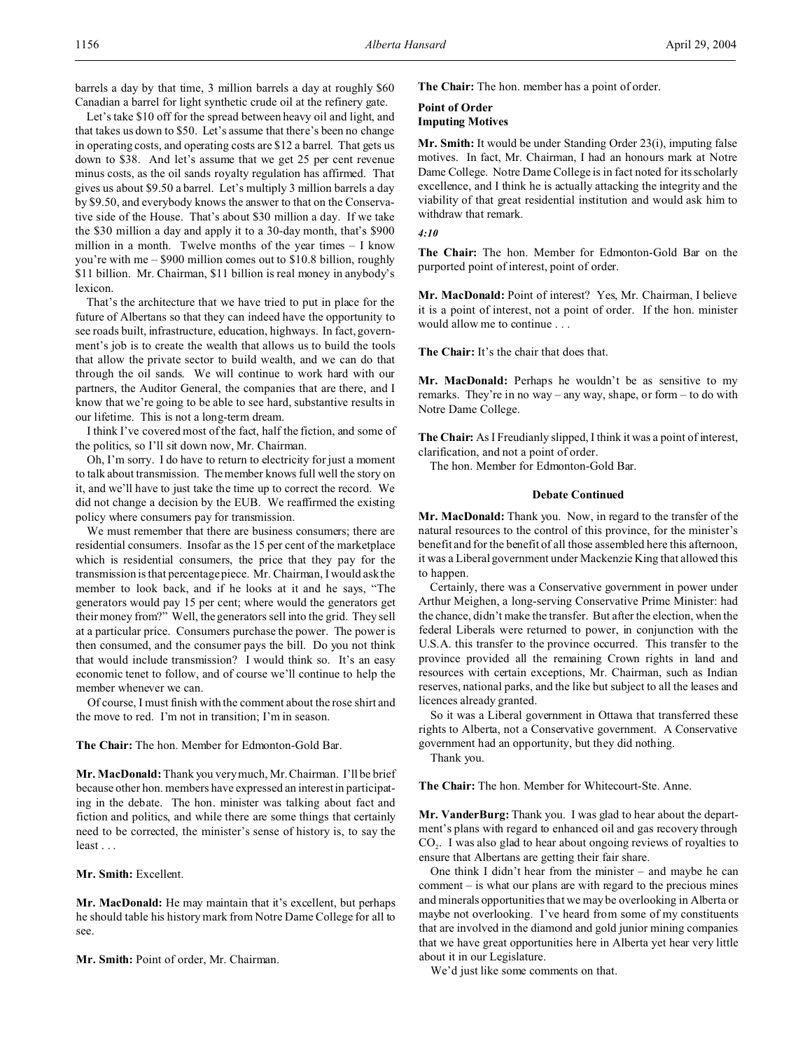barrels a day by that time, 3 million barrels a day at roughly $60 Canadian a barrel for light synthetic crude oil at the refinery gate.

Let's take $10 off for the spread between heavy oil and light, and that takes us down to $50. Let's assume that there's been no change in operating costs, and operating costs are $12 a barrel. That gets us down to $38. And let's assume that we get 25 per cent revenue minus costs, as the oil sands royalty regulation has affirmed. That gives us about $9.50 a barrel. Let's multiply 3 million barrels a day by $9.50, and everybody knows the answer to that on the Conservative side of the House. That's about $30 million a day. If we take the $30 million a day and apply it to a 30-day month, that's $900 million in a month. Twelve months of the year times – I know you're with me – $900 million comes out to $10.8 billion, roughly $11 billion. Mr. Chairman, $11 billion is real money in anybody's lexicon.

That's the architecture that we have tried to put in place for the future of Albertans so that they can indeed have the opportunity to see roads built, infrastructure, education, highways. In fact, government's job is to create the wealth that allows us to build the tools that allow the private sector to build wealth, and we can do that through the oil sands. We will continue to work hard with our partners, the Auditor General, the companies that are there, and I know that we're going to be able to see hard, substantive results in our lifetime. This is not a long-term dream.

I think I've covered most of the fact, half the fiction, and some of the politics, so I'll sit down now, Mr. Chairman.

Oh, I'm sorry. I do have to return to electricity for just a moment to talk about transmission. The member knows full well the story on it, and we'll have to just take the time up to correct the record. We did not change a decision by the EUB. We reaffirmed the existing policy where consumers pay for transmission.

We must remember that there are business consumers; there are residential consumers. Insofar as the 15 per cent of the marketplace which is residential consumers, the price that they pay for the transmission is that percentage piece. Mr. Chairman, I would ask the member to look back, and if he looks at it and he says, "The generators would pay 15 per cent; where would the generators get their money from?" Well, the generators sell into the grid. They sell at a particular price. Consumers purchase the power. The power is then consumed, and the consumer pays the bill. Do you not think that would include transmission? I would think so. It's an easy economic tenet to follow, and of course we'll continue to help the member whenever we can.

Of course, I must finish with the comment about the rose shirt and the move to red. I'm not in transition; I'm in season.

**The Chair:** The hon. Member for Edmonton-Gold Bar.

**Mr. MacDonald:** Thank you very much, Mr. Chairman. I'll be brief because other hon. members have expressed an interest in participating in the debate. The hon. minister was talking about fact and fiction and politics, and while there are some things that certainly need to be corrected, the minister's sense of history is, to say the least . . .

**Mr. Smith:** Excellent.

**Mr. MacDonald:** He may maintain that it's excellent, but perhaps he should table his history mark from Notre Dame College for all to see.

**Mr. Smith:** Point of order, Mr. Chairman.

**The Chair:** The hon. member has a point of order.

**Point of Order**
**Imputing Motives**

**Mr. Smith:** It would be under Standing Order 23(i), imputing false motives. In fact, Mr. Chairman, I had an honours mark at Notre Dame College. Notre Dame College is in fact noted for its scholarly excellence, and I think he is actually attacking the integrity and the viability of that great residential institution and would ask him to withdraw that remark.

*4:10*

**The Chair:** The hon. Member for Edmonton-Gold Bar on the purported point of interest, point of order.

**Mr. MacDonald:** Point of interest? Yes, Mr. Chairman, I believe it is a point of interest, not a point of order. If the hon. minister would allow me to continue . . .

**The Chair:** It's the chair that does that.

**Mr. MacDonald:** Perhaps he wouldn't be as sensitive to my remarks. They're in no way – any way, shape, or form – to do with Notre Dame College.

**The Chair:** As I Freudianly slipped, I think it was a point of interest, clarification, and not a point of order.

The hon. Member for Edmonton-Gold Bar.

**Debate Continued**

**Mr. MacDonald:** Thank you. Now, in regard to the transfer of the natural resources to the control of this province, for the minister's benefit and for the benefit of all those assembled here this afternoon, it was a Liberal government under Mackenzie King that allowed this to happen.

Certainly, there was a Conservative government in power under Arthur Meighen, a long-serving Conservative Prime Minister: had the chance, didn't make the transfer. But after the election, when the federal Liberals were returned to power, in conjunction with the U.S.A. this transfer to the province occurred. This transfer to the province provided all the remaining Crown rights in land and resources with certain exceptions, Mr. Chairman, such as Indian reserves, national parks, and the like but subject to all the leases and licences already granted.

So it was a Liberal government in Ottawa that transferred these rights to Alberta, not a Conservative government. A Conservative government had an opportunity, but they did nothing.

Thank you.

**The Chair:** The hon. Member for Whitecourt-Ste. Anne.

**Mr. VanderBurg:** Thank you. I was glad to hear about the department's plans with regard to enhanced oil and gas recovery through $CO_2$. I was also glad to hear about ongoing reviews of royalties to ensure that Albertans are getting their fair share.

One think I didn't hear from the minister – and maybe he can comment – is what our plans are with regard to the precious mines and minerals opportunities that we may be overlooking in Alberta or maybe not overlooking. I've heard from some of my constituents that are involved in the diamond and gold junior mining companies that we have great opportunities here in Alberta yet hear very little about it in our Legislature.

We'd just like some comments on that.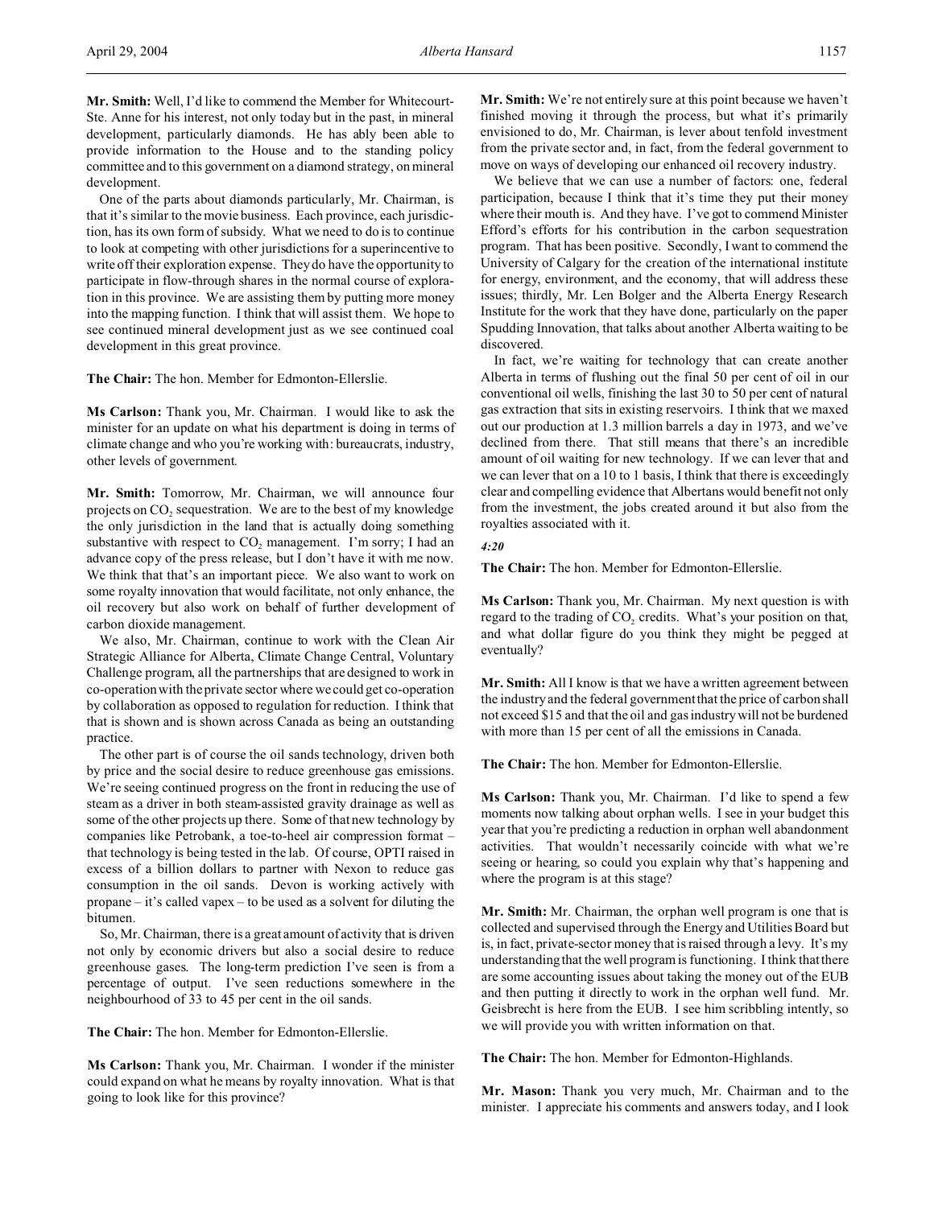**Mr. Smith:** Well, I'd like to commend the Member for Whitecourt-Ste. Anne for his interest, not only today but in the past, in mineral development, particularly diamonds. He has ably been able to provide information to the House and to the standing policy committee and to this government on a diamond strategy, on mineral development.

One of the parts about diamonds particularly, Mr. Chairman, is that it's similar to the movie business. Each province, each jurisdiction, has its own form of subsidy. What we need to do is to continue to look at competing with other jurisdictions for a superincentive to write off their exploration expense. They do have the opportunity to participate in flow-through shares in the normal course of exploration in this province. We are assisting them by putting more money into the mapping function. I think that will assist them. We hope to see continued mineral development just as we see continued coal development in this great province.

**The Chair:** The hon. Member for Edmonton-Ellerslie.

**Ms Carlson:** Thank you, Mr. Chairman. I would like to ask the minister for an update on what his department is doing in terms of climate change and who you're working with: bureaucrats, industry, other levels of government.

**Mr. Smith:** Tomorrow, Mr. Chairman, we will announce four projects on $CO_2$ sequestration. We are to the best of my knowledge the only jurisdiction in the land that is actually doing something substantive with respect to $CO_2$ management. I'm sorry; I had an advance copy of the press release, but I don't have it with me now. We think that that's an important piece. We also want to work on some royalty innovation that would facilitate, not only enhance, the oil recovery but also work on behalf of further development of carbon dioxide management.

We also, Mr. Chairman, continue to work with the Clean Air Strategic Alliance for Alberta, Climate Change Central, Voluntary Challenge program, all the partnerships that are designed to work in co-operation with the private sector where we could get co-operation by collaboration as opposed to regulation for reduction. I think that that is shown and is shown across Canada as being an outstanding practice.

The other part is of course the oil sands technology, driven both by price and the social desire to reduce greenhouse gas emissions. We're seeing continued progress on the front in reducing the use of steam as a driver in both steam-assisted gravity drainage as well as some of the other projects up there. Some of that new technology by companies like Petrobank, a toe-to-heel air compression format – that technology is being tested in the lab. Of course, OPTI raised in excess of a billion dollars to partner with Nexon to reduce gas consumption in the oil sands. Devon is working actively with propane – it's called vapex – to be used as a solvent for diluting the bitumen.

So, Mr. Chairman, there is a great amount of activity that is driven not only by economic drivers but also a social desire to reduce greenhouse gases. The long-term prediction I've seen is from a percentage of output. I've seen reductions somewhere in the neighbourhood of 33 to 45 per cent in the oil sands.

**The Chair:** The hon. Member for Edmonton-Ellerslie.

**Ms Carlson:** Thank you, Mr. Chairman. I wonder if the minister could expand on what he means by royalty innovation. What is that going to look like for this province?

**Mr. Smith:** We're not entirely sure at this point because we haven't finished moving it through the process, but what it's primarily envisioned to do, Mr. Chairman, is lever about tenfold investment from the private sector and, in fact, from the federal government to move on ways of developing our enhanced oil recovery industry.

We believe that we can use a number of factors: one, federal participation, because I think that it's time they put their money where their mouth is. And they have. I've got to commend Minister Efford's efforts for his contribution in the carbon sequestration program. That has been positive. Secondly, I want to commend the University of Calgary for the creation of the international institute for energy, environment, and the economy, that will address these issues; thirdly, Mr. Len Bolger and the Alberta Energy Research Institute for the work that they have done, particularly on the paper Spudding Innovation, that talks about another Alberta waiting to be discovered.

In fact, we're waiting for technology that can create another Alberta in terms of flushing out the final 50 per cent of oil in our conventional oil wells, finishing the last 30 to 50 per cent of natural gas extraction that sits in existing reservoirs. I think that we maxed out our production at 1.3 million barrels a day in 1973, and we've declined from there. That still means that there's an incredible amount of oil waiting for new technology. If we can lever that and we can lever that on a 10 to 1 basis, I think that there is exceedingly clear and compelling evidence that Albertans would benefit not only from the investment, the jobs created around it but also from the royalties associated with it.

*4:20*

**The Chair:** The hon. Member for Edmonton-Ellerslie.

**Ms Carlson:** Thank you, Mr. Chairman. My next question is with regard to the trading of $CO_2$ credits. What's your position on that, and what dollar figure do you think they might be pegged at eventually?

**Mr. Smith:** All I know is that we have a written agreement between the industry and the federal government that the price of carbon shall not exceed $15 and that the oil and gas industry will not be burdened with more than 15 per cent of all the emissions in Canada.

**The Chair:** The hon. Member for Edmonton-Ellerslie.

**Ms Carlson:** Thank you, Mr. Chairman. I'd like to spend a few moments now talking about orphan wells. I see in your budget this year that you're predicting a reduction in orphan well abandonment activities. That wouldn't necessarily coincide with what we're seeing or hearing, so could you explain why that's happening and where the program is at this stage?

**Mr. Smith:** Mr. Chairman, the orphan well program is one that is collected and supervised through the Energy and Utilities Board but is, in fact, private-sector money that is raised through a levy. It's my understanding that the well program is functioning. I think that there are some accounting issues about taking the money out of the EUB and then putting it directly to work in the orphan well fund. Mr. Geisbrecht is here from the EUB. I see him scribbling intently, so we will provide you with written information on that.

**The Chair:** The hon. Member for Edmonton-Highlands.

**Mr. Mason:** Thank you very much, Mr. Chairman and to the minister. I appreciate his comments and answers today, and I look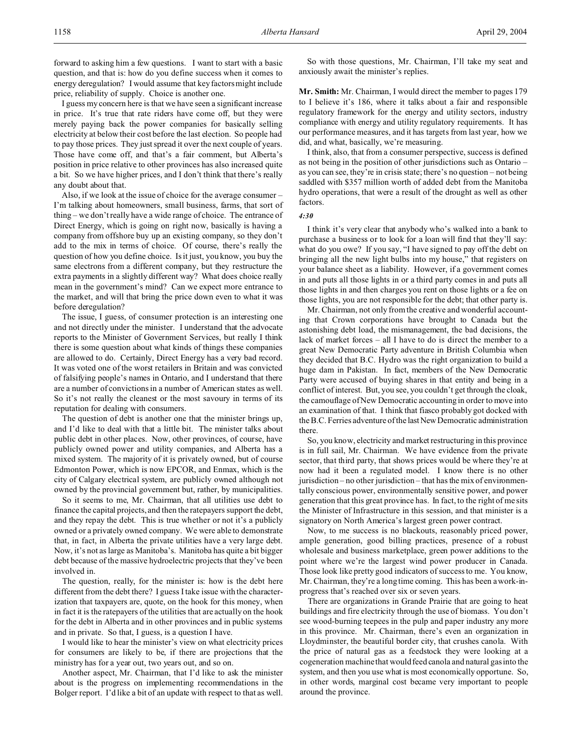forward to asking him a few questions. I want to start with a basic question, and that is: how do you define success when it comes to energy deregulation? I would assume that key factors might include price, reliability of supply. Choice is another one.

I guess my concern here is that we have seen a significant increase in price. It's true that rate riders have come off, but they were merely paying back the power companies for basically selling electricity at below their cost before the last election. So people had to pay those prices. They just spread it over the next couple of years. Those have come off, and that's a fair comment, but Alberta's position in price relative to other provinces has also increased quite a bit. So we have higher prices, and I don't think that there's really any doubt about that.

Also, if we look at the issue of choice for the average consumer – I'm talking about homeowners, small business, farms, that sort of thing – we don't really have a wide range of choice. The entrance of Direct Energy, which is going on right now, basically is having a company from offshore buy up an existing company, so they don't add to the mix in terms of choice. Of course, there's really the question of how you define choice. Is it just, you know, you buy the same electrons from a different company, but they restructure the extra payments in a slightly different way? What does choice really mean in the government's mind? Can we expect more entrance to the market, and will that bring the price down even to what it was before deregulation?

The issue, I guess, of consumer protection is an interesting one and not directly under the minister. I understand that the advocate reports to the Minister of Government Services, but really I think there is some question about what kinds of things these companies are allowed to do. Certainly, Direct Energy has a very bad record. It was voted one of the worst retailers in Britain and was convicted of falsifying people's names in Ontario, and I understand that there are a number of convictions in a number of American states as well. So it's not really the cleanest or the most savoury in terms of its reputation for dealing with consumers.

The question of debt is another one that the minister brings up, and I'd like to deal with that a little bit. The minister talks about public debt in other places. Now, other provinces, of course, have publicly owned power and utility companies, and Alberta has a mixed system. The majority of it is privately owned, but of course Edmonton Power, which is now EPCOR, and Enmax, which is the city of Calgary electrical system, are publicly owned although not owned by the provincial government but, rather, by municipalities.

So it seems to me, Mr. Chairman, that all utilities use debt to finance the capital projects, and then the ratepayers support the debt, and they repay the debt. This is true whether or not it's a publicly owned or a privately owned company. We were able to demonstrate that, in fact, in Alberta the private utilities have a very large debt. Now, it's not as large as Manitoba's. Manitoba has quite a bit bigger debt because of the massive hydroelectric projects that they've been involved in.

The question, really, for the minister is: how is the debt here different from the debt there? I guess I take issue with the characterization that taxpayers are, quote, on the hook for this money, when in fact it is the ratepayers of the utilities that are actually on the hook for the debt in Alberta and in other provinces and in public systems and in private. So that, I guess, is a question I have.

I would like to hear the minister's view on what electricity prices for consumers are likely to be, if there are projections that the ministry has for a year out, two years out, and so on.

Another aspect, Mr. Chairman, that I'd like to ask the minister about is the progress on implementing recommendations in the Bolger report. I'd like a bit of an update with respect to that as well.

So with those questions, Mr. Chairman, I'll take my seat and anxiously await the minister's replies.

**Mr. Smith:** Mr. Chairman, I would direct the member to pages 179 to I believe it's 186, where it talks about a fair and responsible regulatory framework for the energy and utility sectors, industry compliance with energy and utility regulatory requirements. It has our performance measures, and it has targets from last year, how we did, and what, basically, we're measuring.

I think, also, that from a consumer perspective, success is defined as not being in the position of other jurisdictions such as Ontario – as you can see, they're in crisis state; there's no question – not being saddled with $357 million worth of added debt from the Manitoba hydro operations, that were a result of the drought as well as other factors.

*4:30*

I think it's very clear that anybody who's walked into a bank to purchase a business or to look for a loan will find that they'll say: what do you owe? If you say, "I have signed to pay off the debt on bringing all the new light bulbs into my house," that registers on your balance sheet as a liability. However, if a government comes in and puts all those lights in or a third party comes in and puts all those lights in and then charges you rent on those lights or a fee on those lights, you are not responsible for the debt; that other party is.

Mr. Chairman, not only from the creative and wonderful accounting that Crown corporations have brought to Canada but the astonishing debt load, the mismanagement, the bad decisions, the lack of market forces – all I have to do is direct the member to a great New Democratic Party adventure in British Columbia when they decided that B.C. Hydro was the right organization to build a huge dam in Pakistan. In fact, members of the New Democratic Party were accused of buying shares in that entity and being in a conflict of interest. But, you see, you couldn't get through the cloak, the camouflage of New Democratic accounting in order to move into an examination of that. I think that fiasco probably got docked with the B.C. Ferries adventure of the last New Democratic administration there.

So, you know, electricity and market restructuring in this province is in full sail, Mr. Chairman. We have evidence from the private sector, that third party, that shows prices would be where they're at now had it been a regulated model. I know there is no other jurisdiction – no other jurisdiction – that has the mix of environmentally conscious power, environmentally sensitive power, and power generation that this great province has. In fact, to the right of me sits the Minister of Infrastructure in this session, and that minister is a signatory on North America's largest green power contract.

Now, to me success is no blackouts, reasonably priced power, ample generation, good billing practices, presence of a robust wholesale and business marketplace, green power additions to the point where we're the largest wind power producer in Canada. Those look like pretty good indicators of success to me. You know, Mr. Chairman, they're a long time coming. This has been a work-in-progress that's reached over six or seven years.

There are organizations in Grande Prairie that are going to heat buildings and fire electricity through the use of biomass. You don't see wood-burning teepees in the pulp and paper industry any more in this province. Mr. Chairman, there's even an organization in Lloydminster, the beautiful border city, that crushes canola. With the price of natural gas as a feedstock they were looking at a cogeneration machine that would feed canola and natural gas into the system, and then you use what is most economically opportune. So, in other words, marginal cost became very important to people around the province.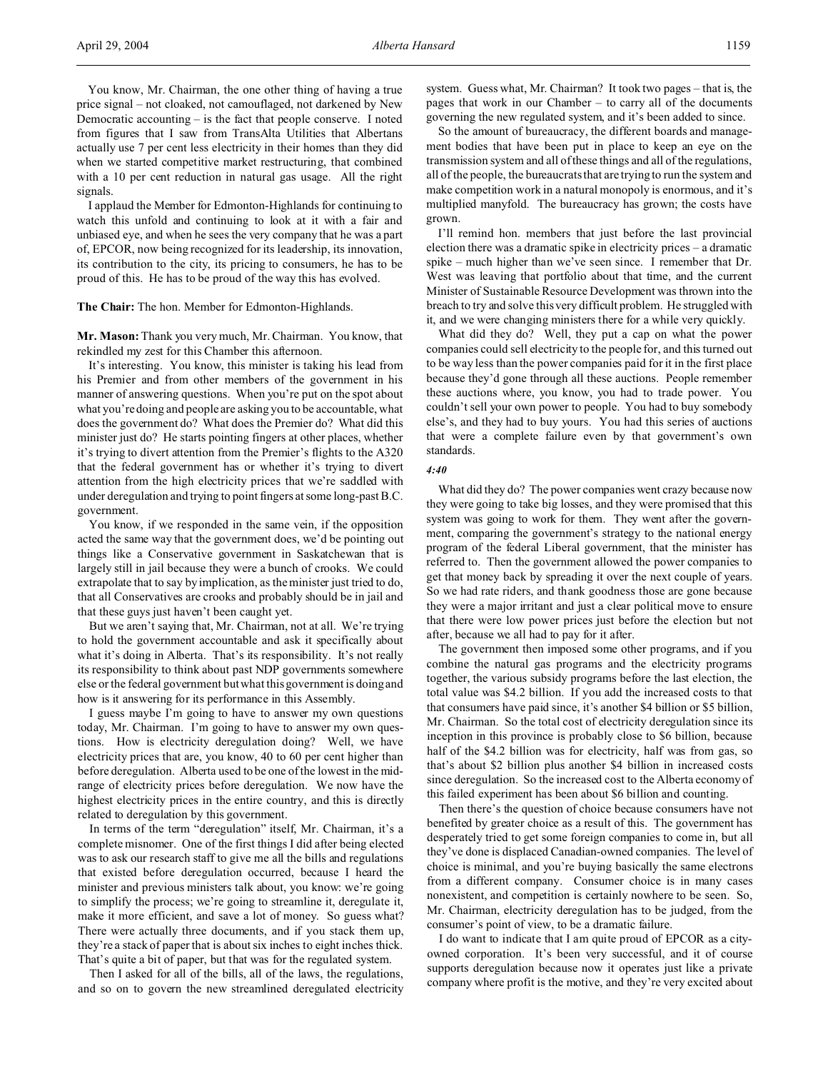You know, Mr. Chairman, the one other thing of having a true price signal – not cloaked, not camouflaged, not darkened by New Democratic accounting – is the fact that people conserve. I noted from figures that I saw from TransAlta Utilities that Albertans actually use 7 per cent less electricity in their homes than they did when we started competitive market restructuring, that combined with a 10 per cent reduction in natural gas usage. All the right signals.

I applaud the Member for Edmonton-Highlands for continuing to watch this unfold and continuing to look at it with a fair and unbiased eye, and when he sees the very company that he was a part of, EPCOR, now being recognized for its leadership, its innovation, its contribution to the city, its pricing to consumers, he has to be proud of this. He has to be proud of the way this has evolved.

**The Chair:** The hon. Member for Edmonton-Highlands.

**Mr. Mason:** Thank you very much, Mr. Chairman. You know, that rekindled my zest for this Chamber this afternoon.

It's interesting. You know, this minister is taking his lead from his Premier and from other members of the government in his manner of answering questions. When you're put on the spot about what you're doing and people are asking you to be accountable, what does the government do? What does the Premier do? What did this minister just do? He starts pointing fingers at other places, whether it's trying to divert attention from the Premier's flights to the A320 that the federal government has or whether it's trying to divert attention from the high electricity prices that we're saddled with under deregulation and trying to point fingers at some long-past B.C. government.

You know, if we responded in the same vein, if the opposition acted the same way that the government does, we'd be pointing out things like a Conservative government in Saskatchewan that is largely still in jail because they were a bunch of crooks. We could extrapolate that to say by implication, as the minister just tried to do, that all Conservatives are crooks and probably should be in jail and that these guys just haven't been caught yet.

But we aren't saying that, Mr. Chairman, not at all. We're trying to hold the government accountable and ask it specifically about what it's doing in Alberta. That's its responsibility. It's not really its responsibility to think about past NDP governments somewhere else or the federal government but what this government is doing and how is it answering for its performance in this Assembly.

I guess maybe I'm going to have to answer my own questions today, Mr. Chairman. I'm going to have to answer my own questions. How is electricity deregulation doing? Well, we have electricity prices that are, you know, 40 to 60 per cent higher than before deregulation. Alberta used to be one of the lowest in the mid-range of electricity prices before deregulation. We now have the highest electricity prices in the entire country, and this is directly related to deregulation by this government.

In terms of the term "deregulation" itself, Mr. Chairman, it's a complete misnomer. One of the first things I did after being elected was to ask our research staff to give me all the bills and regulations that existed before deregulation occurred, because I heard the minister and previous ministers talk about, you know: we're going to simplify the process; we're going to streamline it, deregulate it, make it more efficient, and save a lot of money. So guess what? There were actually three documents, and if you stack them up, they're a stack of paper that is about six inches to eight inches thick. That's quite a bit of paper, but that was for the regulated system.

Then I asked for all of the bills, all of the laws, the regulations, and so on to govern the new streamlined deregulated electricity system. Guess what, Mr. Chairman? It took two pages – that is, the pages that work in our Chamber – to carry all of the documents governing the new regulated system, and it's been added to since.

So the amount of bureaucracy, the different boards and management bodies that have been put in place to keep an eye on the transmission system and all of these things and all of the regulations, all of the people, the bureaucrats that are trying to run the system and make competition work in a natural monopoly is enormous, and it's multiplied manyfold. The bureaucracy has grown; the costs have grown.

I'll remind hon. members that just before the last provincial election there was a dramatic spike in electricity prices – a dramatic spike – much higher than we've seen since. I remember that Dr. West was leaving that portfolio about that time, and the current Minister of Sustainable Resource Development was thrown into the breach to try and solve this very difficult problem. He struggled with it, and we were changing ministers there for a while very quickly.

What did they do? Well, they put a cap on what the power companies could sell electricity to the people for, and this turned out to be way less than the power companies paid for it in the first place because they'd gone through all these auctions. People remember these auctions where, you know, you had to trade power. You couldn't sell your own power to people. You had to buy somebody else's, and they had to buy yours. You had this series of auctions that were a complete failure even by that government's own standards.

*4:40*

What did they do? The power companies went crazy because now they were going to take big losses, and they were promised that this system was going to work for them. They went after the government, comparing the government's strategy to the national energy program of the federal Liberal government, that the minister has referred to. Then the government allowed the power companies to get that money back by spreading it over the next couple of years. So we had rate riders, and thank goodness those are gone because they were a major irritant and just a clear political move to ensure that there were low power prices just before the election but not after, because we all had to pay for it after.

The government then imposed some other programs, and if you combine the natural gas programs and the electricity programs together, the various subsidy programs before the last election, the total value was $4.2 billion. If you add the increased costs to that that consumers have paid since, it's another $4 billion or $5 billion, Mr. Chairman. So the total cost of electricity deregulation since its inception in this province is probably close to $6 billion, because half of the $4.2 billion was for electricity, half was from gas, so that's about $2 billion plus another $4 billion in increased costs since deregulation. So the increased cost to the Alberta economy of this failed experiment has been about $6 billion and counting.

Then there's the question of choice because consumers have not benefited by greater choice as a result of this. The government has desperately tried to get some foreign companies to come in, but all they've done is displaced Canadian-owned companies. The level of choice is minimal, and you're buying basically the same electrons from a different company. Consumer choice is in many cases nonexistent, and competition is certainly nowhere to be seen. So, Mr. Chairman, electricity deregulation has to be judged, from the consumer's point of view, to be a dramatic failure.

I do want to indicate that I am quite proud of EPCOR as a city-owned corporation. It's been very successful, and it of course supports deregulation because now it operates just like a private company where profit is the motive, and they're very excited about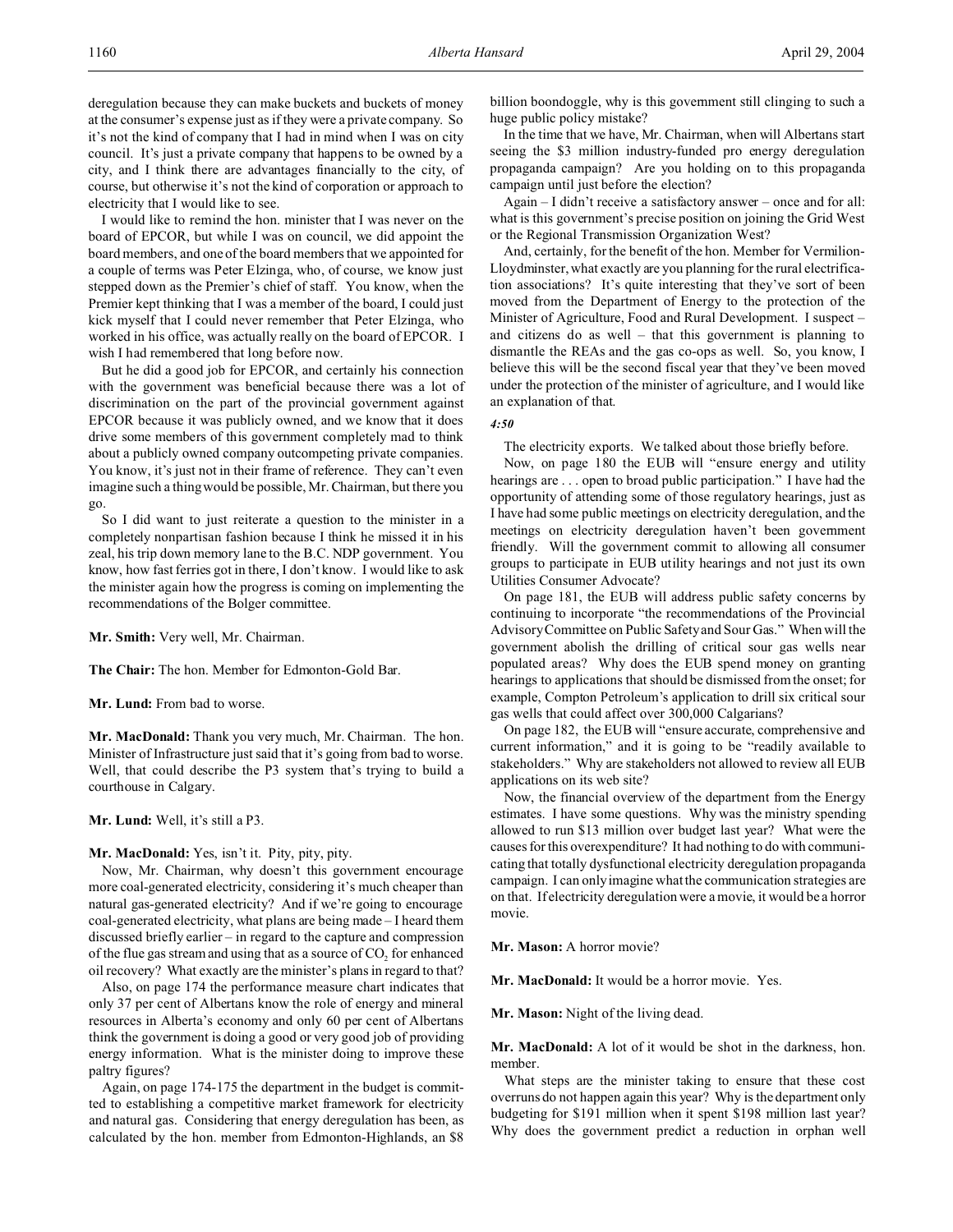deregulation because they can make buckets and buckets of money at the consumer's expense just as if they were a private company. So it's not the kind of company that I had in mind when I was on city council. It's just a private company that happens to be owned by a city, and I think there are advantages financially to the city, of course, but otherwise it's not the kind of corporation or approach to electricity that I would like to see.

I would like to remind the hon. minister that I was never on the board of EPCOR, but while I was on council, we did appoint the board members, and one of the board members that we appointed for a couple of terms was Peter Elzinga, who, of course, we know just stepped down as the Premier's chief of staff. You know, when the Premier kept thinking that I was a member of the board, I could just kick myself that I could never remember that Peter Elzinga, who worked in his office, was actually really on the board of EPCOR. I wish I had remembered that long before now.

But he did a good job for EPCOR, and certainly his connection with the government was beneficial because there was a lot of discrimination on the part of the provincial government against EPCOR because it was publicly owned, and we know that it does drive some members of this government completely mad to think about a publicly owned company outcompeting private companies. You know, it's just not in their frame of reference. They can't even imagine such a thing would be possible, Mr. Chairman, but there you go.

So I did want to just reiterate a question to the minister in a completely nonpartisan fashion because I think he missed it in his zeal, his trip down memory lane to the B.C. NDP government. You know, how fast ferries got in there, I don't know. I would like to ask the minister again how the progress is coming on implementing the recommendations of the Bolger committee.

**Mr. Smith:** Very well, Mr. Chairman.

**The Chair:** The hon. Member for Edmonton-Gold Bar.

**Mr. Lund:** From bad to worse.

**Mr. MacDonald:** Thank you very much, Mr. Chairman. The hon. Minister of Infrastructure just said that it's going from bad to worse. Well, that could describe the P3 system that's trying to build a courthouse in Calgary.

**Mr. Lund:** Well, it's still a P3.

**Mr. MacDonald:** Yes, isn't it. Pity, pity, pity.

Now, Mr. Chairman, why doesn't this government encourage more coal-generated electricity, considering it's much cheaper than natural gas-generated electricity? And if we're going to encourage coal-generated electricity, what plans are being made – I heard them discussed briefly earlier – in regard to the capture and compression of the flue gas stream and using that as a source of $CO_2$ for enhanced oil recovery? What exactly are the minister's plans in regard to that?

Also, on page 174 the performance measure chart indicates that only 37 per cent of Albertans know the role of energy and mineral resources in Alberta's economy and only 60 per cent of Albertans think the government is doing a good or very good job of providing energy information. What is the minister doing to improve these paltry figures?

Again, on page 174-175 the department in the budget is committed to establishing a competitive market framework for electricity and natural gas. Considering that energy deregulation has been, as calculated by the hon. member from Edmonton-Highlands, an $8 billion boondoggle, why is this government still clinging to such a huge public policy mistake?

In the time that we have, Mr. Chairman, when will Albertans start seeing the $3 million industry-funded pro energy deregulation propaganda campaign? Are you holding on to this propaganda campaign until just before the election?

Again – I didn't receive a satisfactory answer – once and for all: what is this government's precise position on joining the Grid West or the Regional Transmission Organization West?

And, certainly, for the benefit of the hon. Member for Vermilion-Lloydminster, what exactly are you planning for the rural electrification associations? It's quite interesting that they've sort of been moved from the Department of Energy to the protection of the Minister of Agriculture, Food and Rural Development. I suspect – and citizens do as well – that this government is planning to dismantle the REAs and the gas co-ops as well. So, you know, I believe this will be the second fiscal year that they've been moved under the protection of the minister of agriculture, and I would like an explanation of that.

*4:50*

The electricity exports. We talked about those briefly before.

Now, on page 180 the EUB will "ensure energy and utility hearings are . . . open to broad public participation." I have had the opportunity of attending some of those regulatory hearings, just as I have had some public meetings on electricity deregulation, and the meetings on electricity deregulation haven't been government friendly. Will the government commit to allowing all consumer groups to participate in EUB utility hearings and not just its own Utilities Consumer Advocate?

On page 181, the EUB will address public safety concerns by continuing to incorporate "the recommendations of the Provincial Advisory Committee on Public Safety and Sour Gas." When will the government abolish the drilling of critical sour gas wells near populated areas? Why does the EUB spend money on granting hearings to applications that should be dismissed from the onset; for example, Compton Petroleum's application to drill six critical sour gas wells that could affect over 300,000 Calgarians?

On page 182, the EUB will "ensure accurate, comprehensive and current information," and it is going to be "readily available to stakeholders." Why are stakeholders not allowed to review all EUB applications on its web site?

Now, the financial overview of the department from the Energy estimates. I have some questions. Why was the ministry spending allowed to run $13 million over budget last year? What were the causes for this overexpenditure? It had nothing to do with communicating that totally dysfunctional electricity deregulation propaganda campaign. I can only imagine what the communication strategies are on that. If electricity deregulation were a movie, it would be a horror movie.

**Mr. Mason:** A horror movie?

**Mr. MacDonald:** It would be a horror movie. Yes.

**Mr. Mason:** Night of the living dead.

**Mr. MacDonald:** A lot of it would be shot in the darkness, hon. member.

What steps are the minister taking to ensure that these cost overruns do not happen again this year? Why is the department only budgeting for $191 million when it spent $198 million last year? Why does the government predict a reduction in orphan well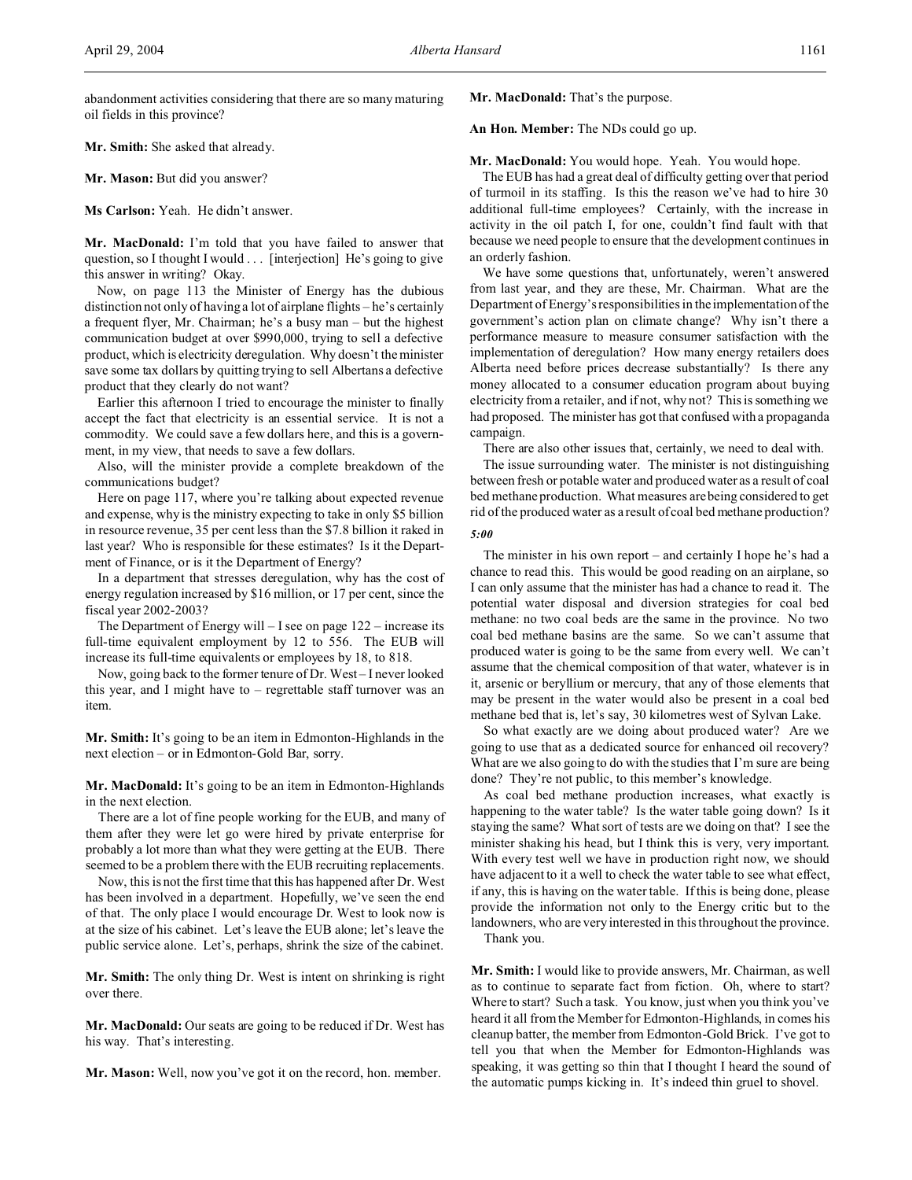abandonment activities considering that there are so many maturing oil fields in this province?

**Mr. Smith:** She asked that already.

**Mr. Mason:** But did you answer?

**Ms Carlson:** Yeah. He didn't answer.

**Mr. MacDonald:** I'm told that you have failed to answer that question, so I thought I would . . . [interjection] He's going to give this answer in writing? Okay.

Now, on page 113 the Minister of Energy has the dubious distinction not only of having a lot of airplane flights – he's certainly a frequent flyer, Mr. Chairman; he's a busy man – but the highest communication budget at over $990,000, trying to sell a defective product, which is electricity deregulation. Why doesn't the minister save some tax dollars by quitting trying to sell Albertans a defective product that they clearly do not want?

Earlier this afternoon I tried to encourage the minister to finally accept the fact that electricity is an essential service. It is not a commodity. We could save a few dollars here, and this is a government, in my view, that needs to save a few dollars.

Also, will the minister provide a complete breakdown of the communications budget?

Here on page 117, where you're talking about expected revenue and expense, why is the ministry expecting to take in only $5 billion in resource revenue, 35 per cent less than the $7.8 billion it raked in last year? Who is responsible for these estimates? Is it the Department of Finance, or is it the Department of Energy?

In a department that stresses deregulation, why has the cost of energy regulation increased by $16 million, or 17 per cent, since the fiscal year 2002-2003?

The Department of Energy will – I see on page 122 – increase its full-time equivalent employment by 12 to 556. The EUB will increase its full-time equivalents or employees by 18, to 818.

Now, going back to the former tenure of Dr. West – I never looked this year, and I might have to – regrettable staff turnover was an item.

**Mr. Smith:** It's going to be an item in Edmonton-Highlands in the next election – or in Edmonton-Gold Bar, sorry.

**Mr. MacDonald:** It's going to be an item in Edmonton-Highlands in the next election.

There are a lot of fine people working for the EUB, and many of them after they were let go were hired by private enterprise for probably a lot more than what they were getting at the EUB. There seemed to be a problem there with the EUB recruiting replacements.

Now, this is not the first time that this has happened after Dr. West has been involved in a department. Hopefully, we've seen the end of that. The only place I would encourage Dr. West to look now is at the size of his cabinet. Let's leave the EUB alone; let's leave the public service alone. Let's, perhaps, shrink the size of the cabinet.

**Mr. Smith:** The only thing Dr. West is intent on shrinking is right over there.

**Mr. MacDonald:** Our seats are going to be reduced if Dr. West has his way. That's interesting.

**Mr. Mason:** Well, now you've got it on the record, hon. member.

**Mr. MacDonald:** That's the purpose.

**An Hon. Member:** The NDs could go up.

**Mr. MacDonald:** You would hope. Yeah. You would hope.

The EUB has had a great deal of difficulty getting over that period of turmoil in its staffing. Is this the reason we've had to hire 30 additional full-time employees? Certainly, with the increase in activity in the oil patch I, for one, couldn't find fault with that because we need people to ensure that the development continues in an orderly fashion.

We have some questions that, unfortunately, weren't answered from last year, and they are these, Mr. Chairman. What are the Department of Energy's responsibilities in the implementation of the government's action plan on climate change? Why isn't there a performance measure to measure consumer satisfaction with the implementation of deregulation? How many energy retailers does Alberta need before prices decrease substantially? Is there any money allocated to a consumer education program about buying electricity from a retailer, and if not, why not? This is something we had proposed. The minister has got that confused with a propaganda campaign.

There are also other issues that, certainly, we need to deal with.

The issue surrounding water. The minister is not distinguishing between fresh or potable water and produced water as a result of coal bed methane production. What measures are being considered to get rid of the produced water as a result of coal bed methane production?

*5:00*

The minister in his own report – and certainly I hope he's had a chance to read this. This would be good reading on an airplane, so I can only assume that the minister has had a chance to read it. The potential water disposal and diversion strategies for coal bed methane: no two coal beds are the same in the province. No two coal bed methane basins are the same. So we can't assume that produced water is going to be the same from every well. We can't assume that the chemical composition of that water, whatever is in it, arsenic or beryllium or mercury, that any of those elements that may be present in the water would also be present in a coal bed methane bed that is, let's say, 30 kilometres west of Sylvan Lake.

So what exactly are we doing about produced water? Are we going to use that as a dedicated source for enhanced oil recovery? What are we also going to do with the studies that I'm sure are being done? They're not public, to this member's knowledge.

As coal bed methane production increases, what exactly is happening to the water table? Is the water table going down? Is it staying the same? What sort of tests are we doing on that? I see the minister shaking his head, but I think this is very, very important. With every test well we have in production right now, we should have adjacent to it a well to check the water table to see what effect, if any, this is having on the water table. If this is being done, please provide the information not only to the Energy critic but to the landowners, who are very interested in this throughout the province.

Thank you.

**Mr. Smith:** I would like to provide answers, Mr. Chairman, as well as to continue to separate fact from fiction. Oh, where to start? Where to start? Such a task. You know, just when you think you've heard it all from the Member for Edmonton-Highlands, in comes his cleanup batter, the member from Edmonton-Gold Brick. I've got to tell you that when the Member for Edmonton-Highlands was speaking, it was getting so thin that I thought I heard the sound of the automatic pumps kicking in. It's indeed thin gruel to shovel.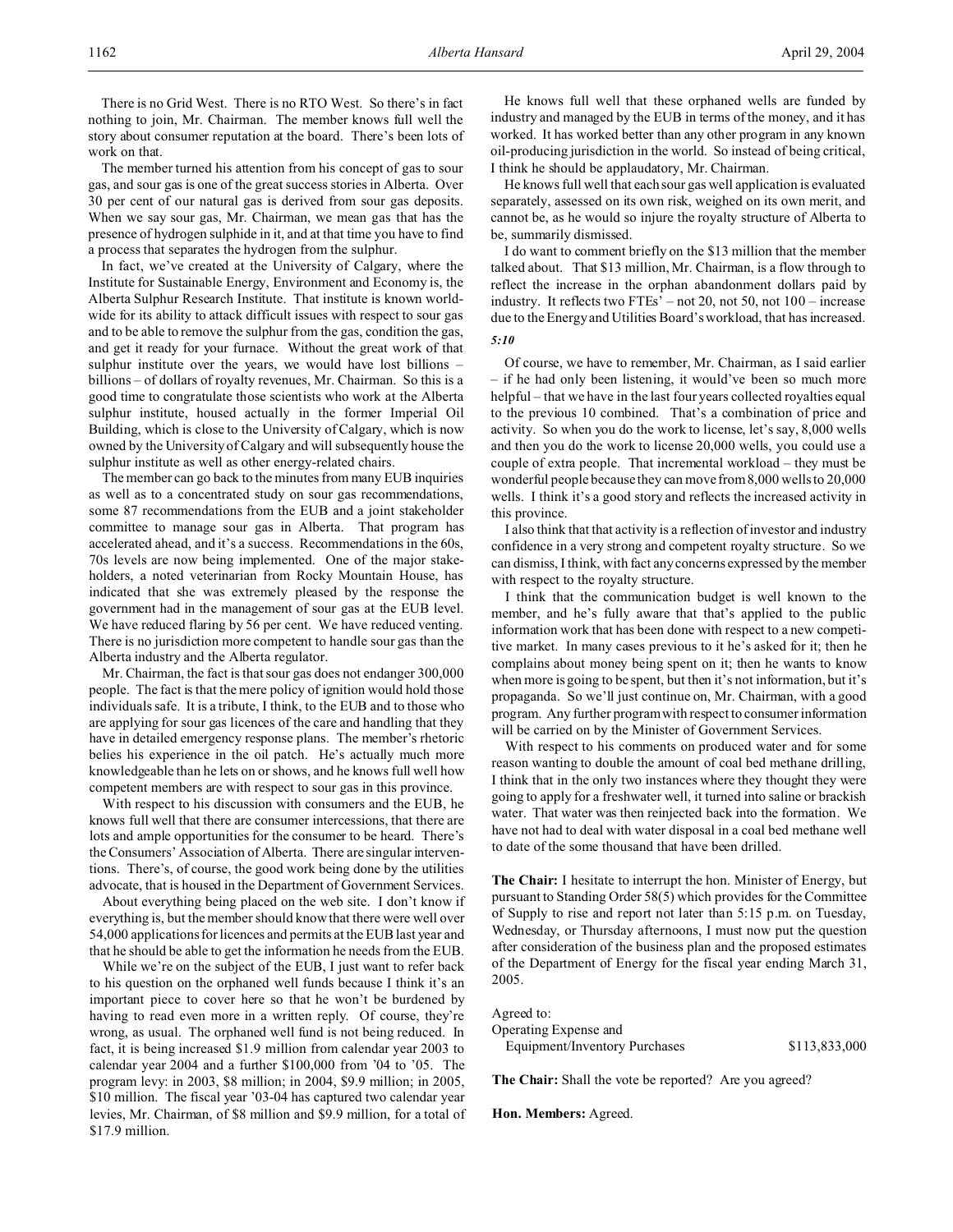There is no Grid West. There is no RTO West. So there's in fact nothing to join, Mr. Chairman. The member knows full well the story about consumer reputation at the board. There's been lots of work on that.

The member turned his attention from his concept of gas to sour gas, and sour gas is one of the great success stories in Alberta. Over 30 per cent of our natural gas is derived from sour gas deposits. When we say sour gas, Mr. Chairman, we mean gas that has the presence of hydrogen sulphide in it, and at that time you have to find a process that separates the hydrogen from the sulphur.

In fact, we've created at the University of Calgary, where the Institute for Sustainable Energy, Environment and Economy is, the Alberta Sulphur Research Institute. That institute is known worldwide for its ability to attack difficult issues with respect to sour gas and to be able to remove the sulphur from the gas, condition the gas, and get it ready for your furnace. Without the great work of that sulphur institute over the years, we would have lost billions – billions – of dollars of royalty revenues, Mr. Chairman. So this is a good time to congratulate those scientists who work at the Alberta sulphur institute, housed actually in the former Imperial Oil Building, which is close to the University of Calgary, which is now owned by the University of Calgary and will subsequently house the sulphur institute as well as other energy-related chairs.

The member can go back to the minutes from many EUB inquiries as well as to a concentrated study on sour gas recommendations, some 87 recommendations from the EUB and a joint stakeholder committee to manage sour gas in Alberta. That program has accelerated ahead, and it's a success. Recommendations in the 60s, 70s levels are now being implemented. One of the major stakeholders, a noted veterinarian from Rocky Mountain House, has indicated that she was extremely pleased by the response the government had in the management of sour gas at the EUB level. We have reduced flaring by 56 per cent. We have reduced venting. There is no jurisdiction more competent to handle sour gas than the Alberta industry and the Alberta regulator.

Mr. Chairman, the fact is that sour gas does not endanger 300,000 people. The fact is that the mere policy of ignition would hold those individuals safe. It is a tribute, I think, to the EUB and to those who are applying for sour gas licences of the care and handling that they have in detailed emergency response plans. The member's rhetoric belies his experience in the oil patch. He's actually much more knowledgeable than he lets on or shows, and he knows full well how competent members are with respect to sour gas in this province.

With respect to his discussion with consumers and the EUB, he knows full well that there are consumer intercessions, that there are lots and ample opportunities for the consumer to be heard. There's the Consumers' Association of Alberta. There are singular interventions. There's, of course, the good work being done by the utilities advocate, that is housed in the Department of Government Services.

About everything being placed on the web site. I don't know if everything is, but the member should know that there were well over 54,000 applications for licences and permits at the EUB last year and that he should be able to get the information he needs from the EUB.

While we're on the subject of the EUB, I just want to refer back to his question on the orphaned well funds because I think it's an important piece to cover here so that he won't be burdened by having to read even more in a written reply. Of course, they're wrong, as usual. The orphaned well fund is not being reduced. In fact, it is being increased $1.9 million from calendar year 2003 to calendar year 2004 and a further $100,000 from '04 to '05. The program levy: in 2003, $8 million; in 2004, $9.9 million; in 2005, $10 million. The fiscal year '03-04 has captured two calendar year levies, Mr. Chairman, of $8 million and $9.9 million, for a total of $17.9 million.

He knows full well that these orphaned wells are funded by industry and managed by the EUB in terms of the money, and it has worked. It has worked better than any other program in any known oil-producing jurisdiction in the world. So instead of being critical, I think he should be applaudatory, Mr. Chairman.

He knows full well that each sour gas well application is evaluated separately, assessed on its own risk, weighed on its own merit, and cannot be, as he would so injure the royalty structure of Alberta to be, summarily dismissed.

I do want to comment briefly on the $13 million that the member talked about. That $13 million, Mr. Chairman, is a flow through to reflect the increase in the orphan abandonment dollars paid by industry. It reflects two FTEs' – not 20, not 50, not 100 – increase due to the Energy and Utilities Board's workload, that has increased.

*5:10*

Of course, we have to remember, Mr. Chairman, as I said earlier – if he had only been listening, it would've been so much more helpful – that we have in the last four years collected royalties equal to the previous 10 combined. That's a combination of price and activity. So when you do the work to license, let's say, 8,000 wells and then you do the work to license 20,000 wells, you could use a couple of extra people. That incremental workload – they must be wonderful people because they can move from 8,000 wells to 20,000 wells. I think it's a good story and reflects the increased activity in this province.

I also think that that activity is a reflection of investor and industry confidence in a very strong and competent royalty structure. So we can dismiss, I think, with fact any concerns expressed by the member with respect to the royalty structure.

I think that the communication budget is well known to the member, and he's fully aware that that's applied to the public information work that has been done with respect to a new competitive market. In many cases previous to it he's asked for it; then he complains about money being spent on it; then he wants to know when more is going to be spent, but then it's not information, but it's propaganda. So we'll just continue on, Mr. Chairman, with a good program. Any further program with respect to consumer information will be carried on by the Minister of Government Services.

With respect to his comments on produced water and for some reason wanting to double the amount of coal bed methane drilling, I think that in the only two instances where they thought they were going to apply for a freshwater well, it turned into saline or brackish water. That water was then reinjected back into the formation. We have not had to deal with water disposal in a coal bed methane well to date of the some thousand that have been drilled.

**The Chair:** I hesitate to interrupt the hon. Minister of Energy, but pursuant to Standing Order 58(5) which provides for the Committee of Supply to rise and report not later than 5:15 p.m. on Tuesday, Wednesday, or Thursday afternoons, I must now put the question after consideration of the business plan and the proposed estimates of the Department of Energy for the fiscal year ending March 31, 2005.

Agreed to:
Operating Expense and
Equipment/Inventory Purchases $113,833,000

**The Chair:** Shall the vote be reported? Are you agreed?

**Hon. Members:** Agreed.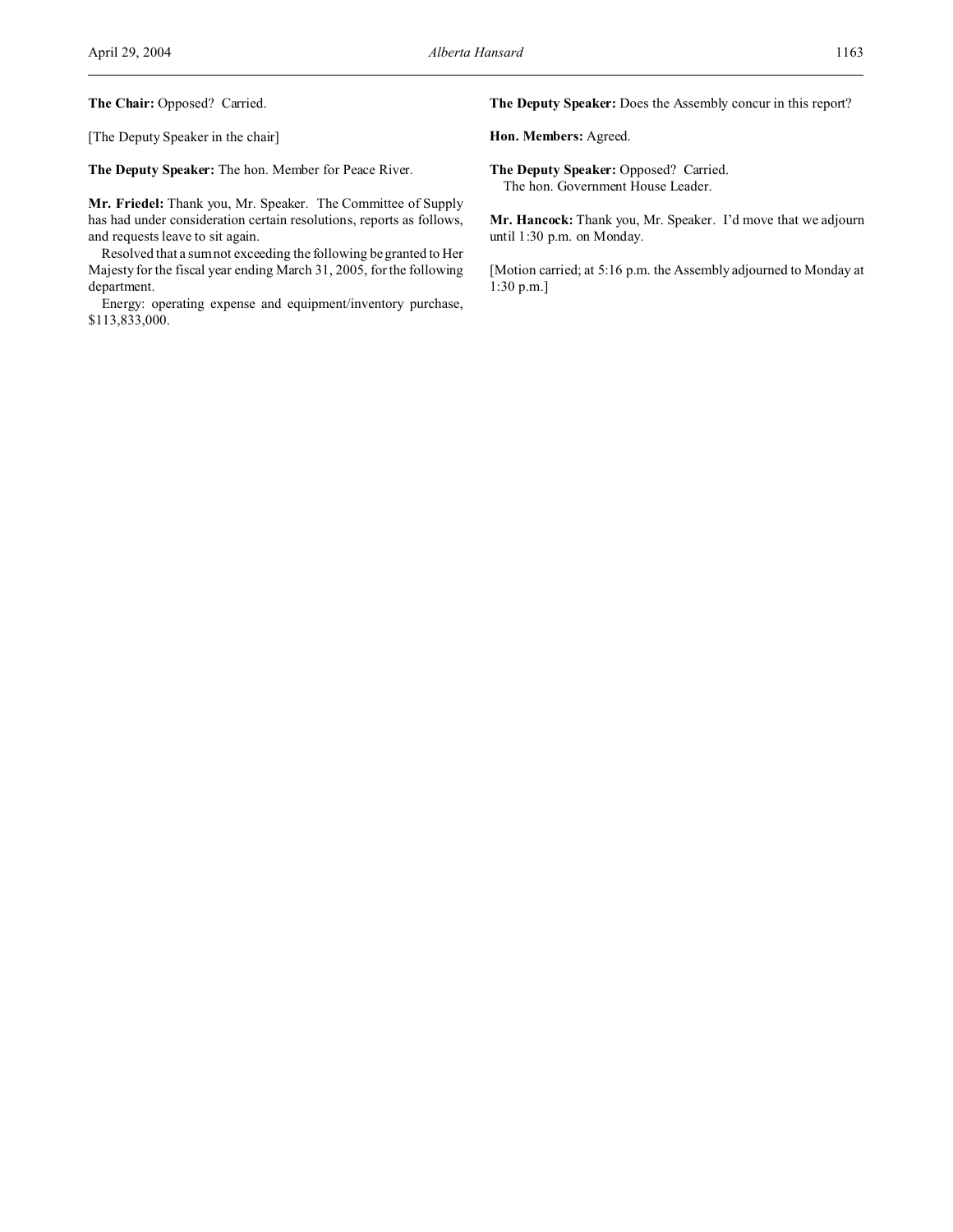**The Chair:** Opposed? Carried.

[The Deputy Speaker in the chair]

**The Deputy Speaker:** The hon. Member for Peace River.

**Mr. Friedel:** Thank you, Mr. Speaker. The Committee of Supply has had under consideration certain resolutions, reports as follows, and requests leave to sit again.

Resolved that a sum not exceeding the following be granted to Her Majesty for the fiscal year ending March 31, 2005, for the following department.

Energy: operating expense and equipment/inventory purchase, $113,833,000.

**The Deputy Speaker:** Does the Assembly concur in this report?

**Hon. Members:** Agreed.

**The Deputy Speaker:** Opposed? Carried.

The hon. Government House Leader.

**Mr. Hancock:** Thank you, Mr. Speaker. I'd move that we adjourn until 1:30 p.m. on Monday.

[Motion carried; at 5:16 p.m. the Assembly adjourned to Monday at 1:30 p.m.]